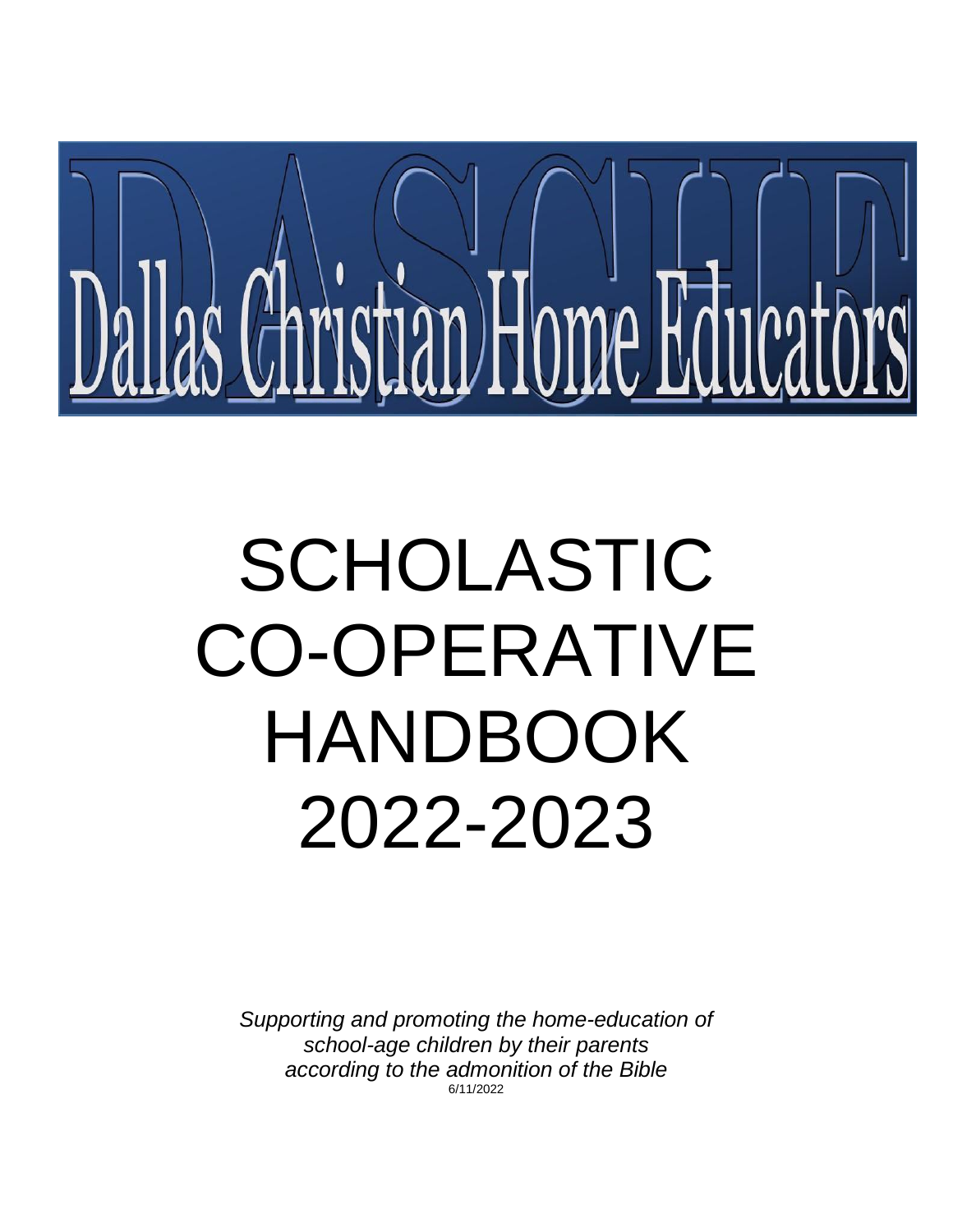Dallas Christian Home Educators

# SCHOLASTIC CO-OPERATIVE HANDBOOK 2022-2023

*Supporting and promoting the home-education of school-age children by their parents according to the admonition of the Bible*

6/11/2022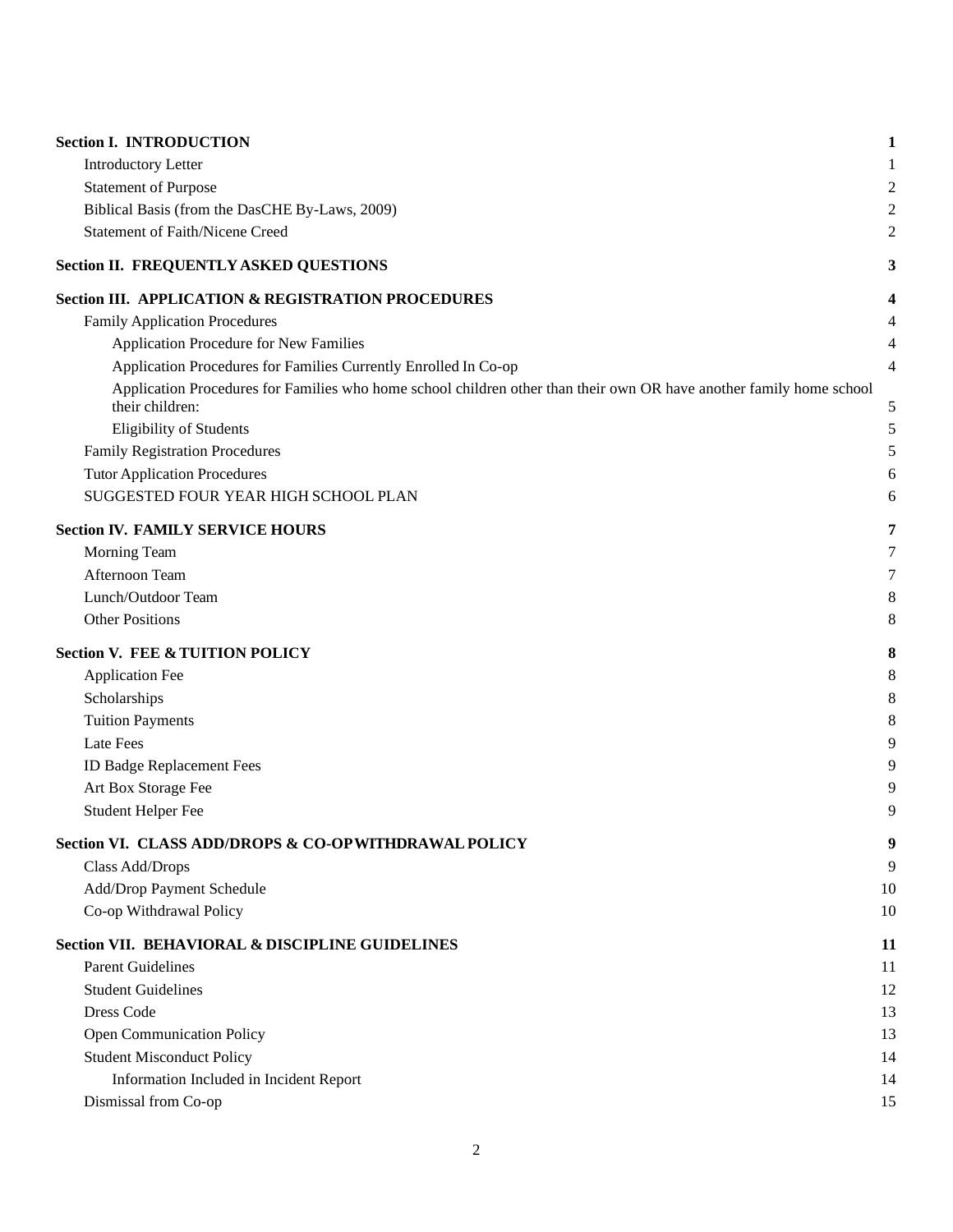| | |
|---|---|
| **Section I. INTRODUCTION** | **1** |
| Introductory Letter | 1 |
| Statement of Purpose | 2 |
| Biblical Basis (from the DasCHE By-Laws, 2009) | 2 |
| Statement of Faith/Nicene Creed | 2 |
| **Section II. FREQUENTLY ASKED QUESTIONS** | **3** |
| **Section III. APPLICATION & REGISTRATION PROCEDURES** | **4** |
| Family Application Procedures | 4 |
| Application Procedure for New Families | 4 |
| Application Procedures for Families Currently Enrolled In Co-op | 4 |
| Application Procedures for Families who home school children other than their own OR have another family home school their children: | 5 |
| Eligibility of Students | 5 |
| Family Registration Procedures | 5 |
| Tutor Application Procedures | 6 |
| SUGGESTED FOUR YEAR HIGH SCHOOL PLAN | 6 |
| **Section IV. FAMILY SERVICE HOURS** | **7** |
| Morning Team | 7 |
| Afternoon Team | 7 |
| Lunch/Outdoor Team | 8 |
| Other Positions | 8 |
| **Section V. FEE & TUITION POLICY** | **8** |
| Application Fee | 8 |
| Scholarships | 8 |
| Tuition Payments | 8 |
| Late Fees | 9 |
| ID Badge Replacement Fees | 9 |
| Art Box Storage Fee | 9 |
| Student Helper Fee | 9 |
| **Section VI. CLASS ADD/DROPS & CO-OP WITHDRAWAL POLICY** | **9** |
| Class Add/Drops | 9 |
| Add/Drop Payment Schedule | 10 |
| Co-op Withdrawal Policy | 10 |
| **Section VII. BEHAVIORAL & DISCIPLINE GUIDELINES** | **11** |
| Parent Guidelines | 11 |
| Student Guidelines | 12 |
| Dress Code | 13 |
| Open Communication Policy | 13 |
| Student Misconduct Policy | 14 |
| Information Included in Incident Report | 14 |
| Dismissal from Co-op | 15 |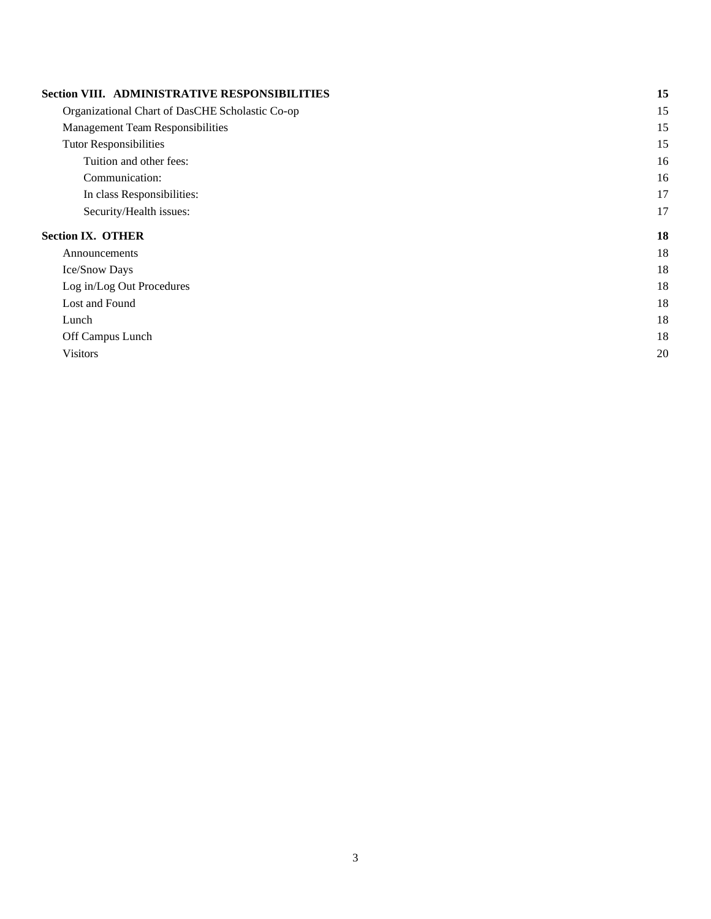**Section VIII. ADMINISTRATIVE RESPONSIBILITIES** **15**

- Organizational Chart of DasCHE Scholastic Co-op 15
- Management Team Responsibilities 15
- Tutor Responsibilities 15
    - Tuition and other fees: 16
    - Communication: 16
    - In class Responsibilities: 17
    - Security/Health issues: 17

**Section IX. OTHER** **18**

- Announcements 18
- Ice/Snow Days 18
- Log in/Log Out Procedures 18
- Lost and Found 18
- Lunch 18
- Off Campus Lunch 18
- Visitors 20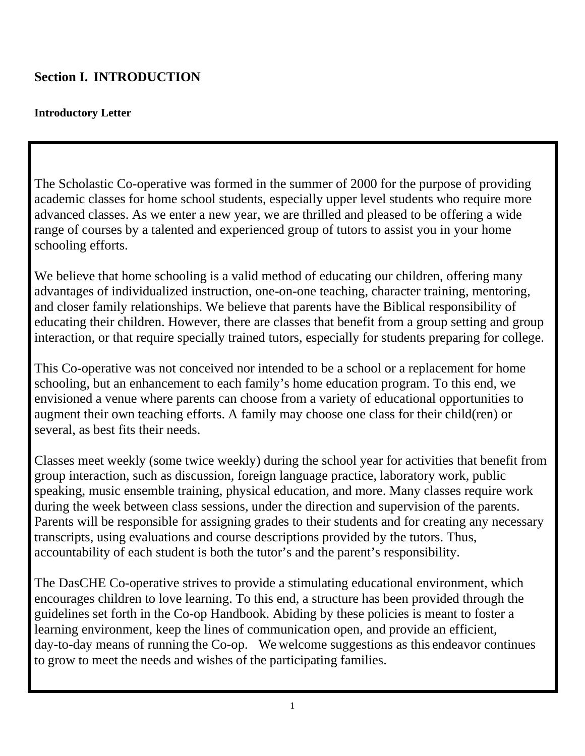## Section I. INTRODUCTION

### Introductory Letter

The Scholastic Co-operative was formed in the summer of 2000 for the purpose of providing academic classes for home school students, especially upper level students who require more advanced classes. As we enter a new year, we are thrilled and pleased to be offering a wide range of courses by a talented and experienced group of tutors to assist you in your home schooling efforts.

We believe that home schooling is a valid method of educating our children, offering many advantages of individualized instruction, one-on-one teaching, character training, mentoring, and closer family relationships. We believe that parents have the Biblical responsibility of educating their children. However, there are classes that benefit from a group setting and group interaction, or that require specially trained tutors, especially for students preparing for college.

This Co-operative was not conceived nor intended to be a school or a replacement for home schooling, but an enhancement to each family's home education program. To this end, we envisioned a venue where parents can choose from a variety of educational opportunities to augment their own teaching efforts. A family may choose one class for their child(ren) or several, as best fits their needs.

Classes meet weekly (some twice weekly) during the school year for activities that benefit from group interaction, such as discussion, foreign language practice, laboratory work, public speaking, music ensemble training, physical education, and more. Many classes require work during the week between class sessions, under the direction and supervision of the parents. Parents will be responsible for assigning grades to their students and for creating any necessary transcripts, using evaluations and course descriptions provided by the tutors. Thus, accountability of each student is both the tutor's and the parent's responsibility.

The DasCHE Co-operative strives to provide a stimulating educational environment, which encourages children to love learning. To this end, a structure has been provided through the guidelines set forth in the Co-op Handbook. Abiding by these policies is meant to foster a learning environment, keep the lines of communication open, and provide an efficient, day-to-day means of running the Co-op. We welcome suggestions as this endeavor continues to grow to meet the needs and wishes of the participating families.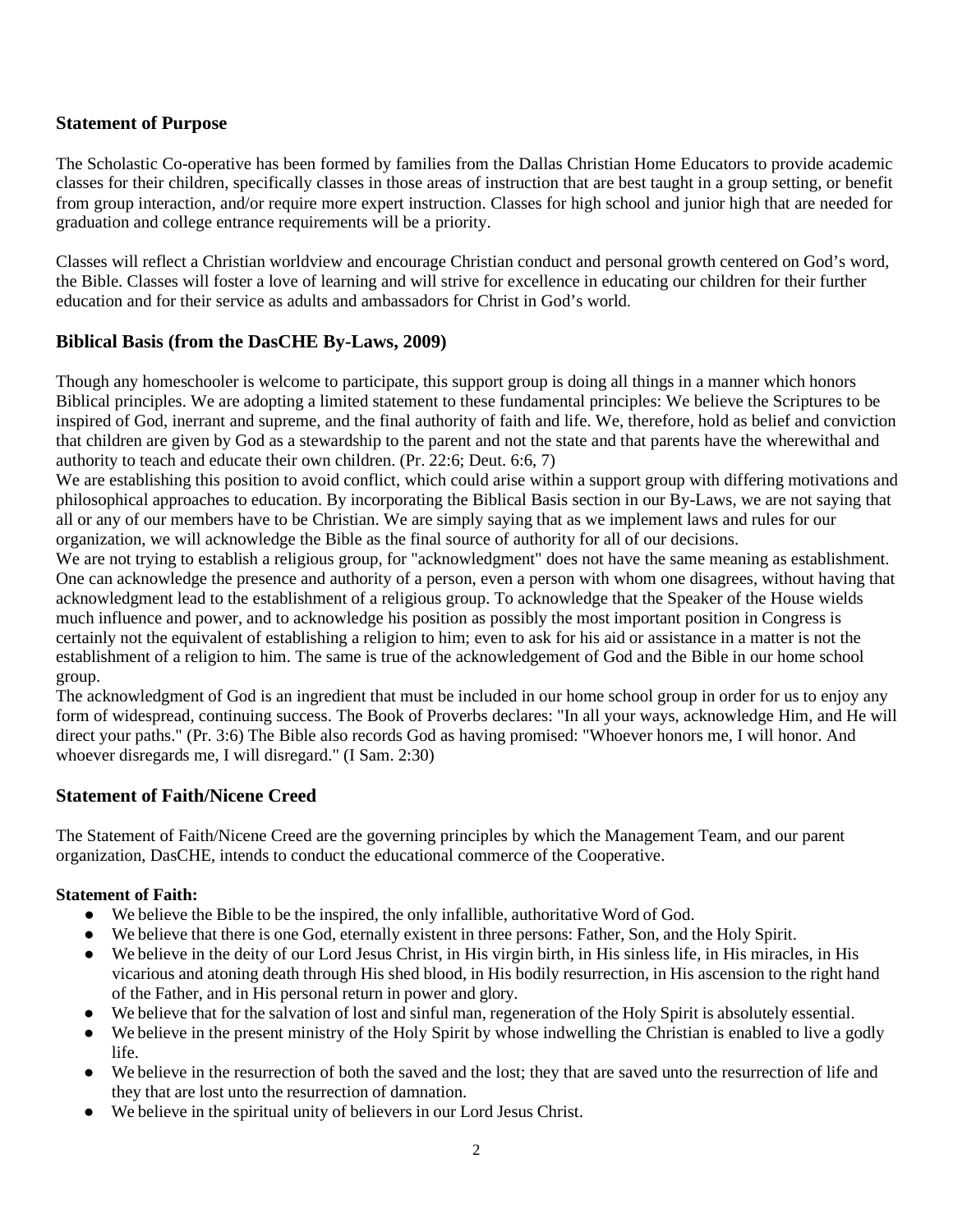## Statement of Purpose

The Scholastic Co-operative has been formed by families from the Dallas Christian Home Educators to provide academic classes for their children, specifically classes in those areas of instruction that are best taught in a group setting, or benefit from group interaction, and/or require more expert instruction. Classes for high school and junior high that are needed for graduation and college entrance requirements will be a priority.

Classes will reflect a Christian worldview and encourage Christian conduct and personal growth centered on God's word, the Bible. Classes will foster a love of learning and will strive for excellence in educating our children for their further education and for their service as adults and ambassadors for Christ in God's world.

## Biblical Basis (from the DasCHE By-Laws, 2009)

Though any homeschooler is welcome to participate, this support group is doing all things in a manner which honors Biblical principles. We are adopting a limited statement to these fundamental principles: We believe the Scriptures to be inspired of God, inerrant and supreme, and the final authority of faith and life. We, therefore, hold as belief and conviction that children are given by God as a stewardship to the parent and not the state and that parents have the wherewithal and authority to teach and educate their own children. (Pr. 22:6; Deut. 6:6, 7)

We are establishing this position to avoid conflict, which could arise within a support group with differing motivations and philosophical approaches to education. By incorporating the Biblical Basis section in our By-Laws, we are not saying that all or any of our members have to be Christian. We are simply saying that as we implement laws and rules for our organization, we will acknowledge the Bible as the final source of authority for all of our decisions.

We are not trying to establish a religious group, for "acknowledgment" does not have the same meaning as establishment. One can acknowledge the presence and authority of a person, even a person with whom one disagrees, without having that acknowledgment lead to the establishment of a religious group. To acknowledge that the Speaker of the House wields much influence and power, and to acknowledge his position as possibly the most important position in Congress is certainly not the equivalent of establishing a religion to him; even to ask for his aid or assistance in a matter is not the establishment of a religion to him. The same is true of the acknowledgement of God and the Bible in our home school group.

The acknowledgment of God is an ingredient that must be included in our home school group in order for us to enjoy any form of widespread, continuing success. The Book of Proverbs declares: "In all your ways, acknowledge Him, and He will direct your paths." (Pr. 3:6) The Bible also records God as having promised: "Whoever honors me, I will honor. And whoever disregards me, I will disregard." (I Sam. 2:30)

## Statement of Faith/Nicene Creed

The Statement of Faith/Nicene Creed are the governing principles by which the Management Team, and our parent organization, DasCHE, intends to conduct the educational commerce of the Cooperative.

**Statement of Faith:**

- We believe the Bible to be the inspired, the only infallible, authoritative Word of God.
- We believe that there is one God, eternally existent in three persons: Father, Son, and the Holy Spirit.
- We believe in the deity of our Lord Jesus Christ, in His virgin birth, in His sinless life, in His miracles, in His vicarious and atoning death through His shed blood, in His bodily resurrection, in His ascension to the right hand of the Father, and in His personal return in power and glory.
- We believe that for the salvation of lost and sinful man, regeneration of the Holy Spirit is absolutely essential.
- We believe in the present ministry of the Holy Spirit by whose indwelling the Christian is enabled to live a godly life.
- We believe in the resurrection of both the saved and the lost; they that are saved unto the resurrection of life and they that are lost unto the resurrection of damnation.
- We believe in the spiritual unity of believers in our Lord Jesus Christ.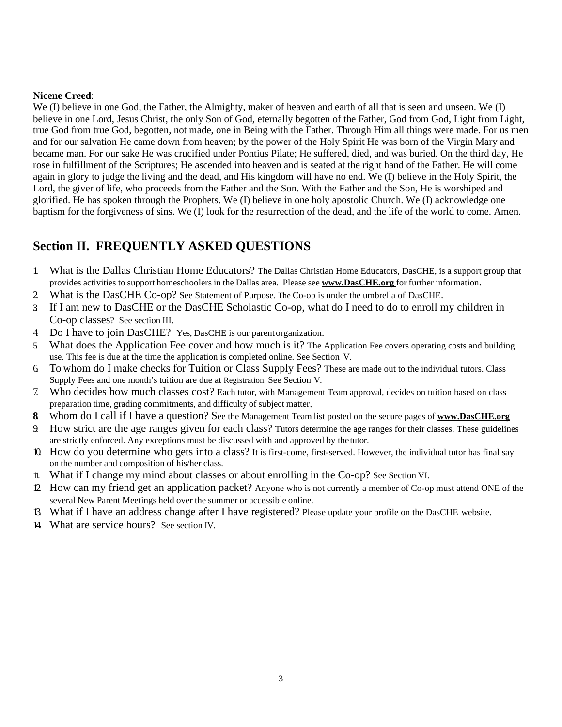**Nicene Creed**:
We (I) believe in one God, the Father, the Almighty, maker of heaven and earth of all that is seen and unseen. We (I) believe in one Lord, Jesus Christ, the only Son of God, eternally begotten of the Father, God from God, Light from Light, true God from true God, begotten, not made, one in Being with the Father. Through Him all things were made. For us men and for our salvation He came down from heaven; by the power of the Holy Spirit He was born of the Virgin Mary and became man. For our sake He was crucified under Pontius Pilate; He suffered, died, and was buried. On the third day, He rose in fulfillment of the Scriptures; He ascended into heaven and is seated at the right hand of the Father. He will come again in glory to judge the living and the dead, and His kingdom will have no end. We (I) believe in the Holy Spirit, the Lord, the giver of life, who proceeds from the Father and the Son. With the Father and the Son, He is worshiped and glorified. He has spoken through the Prophets. We (I) believe in one holy apostolic Church. We (I) acknowledge one baptism for the forgiveness of sins. We (I) look for the resurrection of the dead, and the life of the world to come. Amen.

## Section II. FREQUENTLY ASKED QUESTIONS

1. What is the Dallas Christian Home Educators? The Dallas Christian Home Educators, DasCHE, is a support group that provides activities to support homeschoolers in the Dallas area. Please see **www.DasCHE.org** for further information.
2. What is the DasCHE Co-op? See Statement of Purpose. The Co-op is under the umbrella of DasCHE.
3. If I am new to DasCHE or the DasCHE Scholastic Co-op, what do I need to do to enroll my children in Co-op classes? See section III.
4. Do I have to join DasCHE? Yes, DasCHE is our parent organization.
5. What does the Application Fee cover and how much is it? The Application Fee covers operating costs and building use. This fee is due at the time the application is completed online. See Section V.
6. To whom do I make checks for Tuition or Class Supply Fees? These are made out to the individual tutors. Class Supply Fees and one month's tuition are due at Registration. See Section V.
7. Who decides how much classes cost? Each tutor, with Management Team approval, decides on tuition based on class preparation time, grading commitments, and difficulty of subject matter.
8. Whom do I call if I have a question? See the Management Team list posted on the secure pages of **www.DasCHE.org**
9. How strict are the age ranges given for each class? Tutors determine the age ranges for their classes. These guidelines are strictly enforced. Any exceptions must be discussed with and approved by the tutor.
10. How do you determine who gets into a class? It is first-come, first-served. However, the individual tutor has final say on the number and composition of his/her class.
11. What if I change my mind about classes or about enrolling in the Co-op? See Section VI.
12. How can my friend get an application packet? Anyone who is not currently a member of Co-op must attend ONE of the several New Parent Meetings held over the summer or accessible online.
13. What if I have an address change after I have registered? Please update your profile on the DasCHE website.
14. What are service hours? See section IV.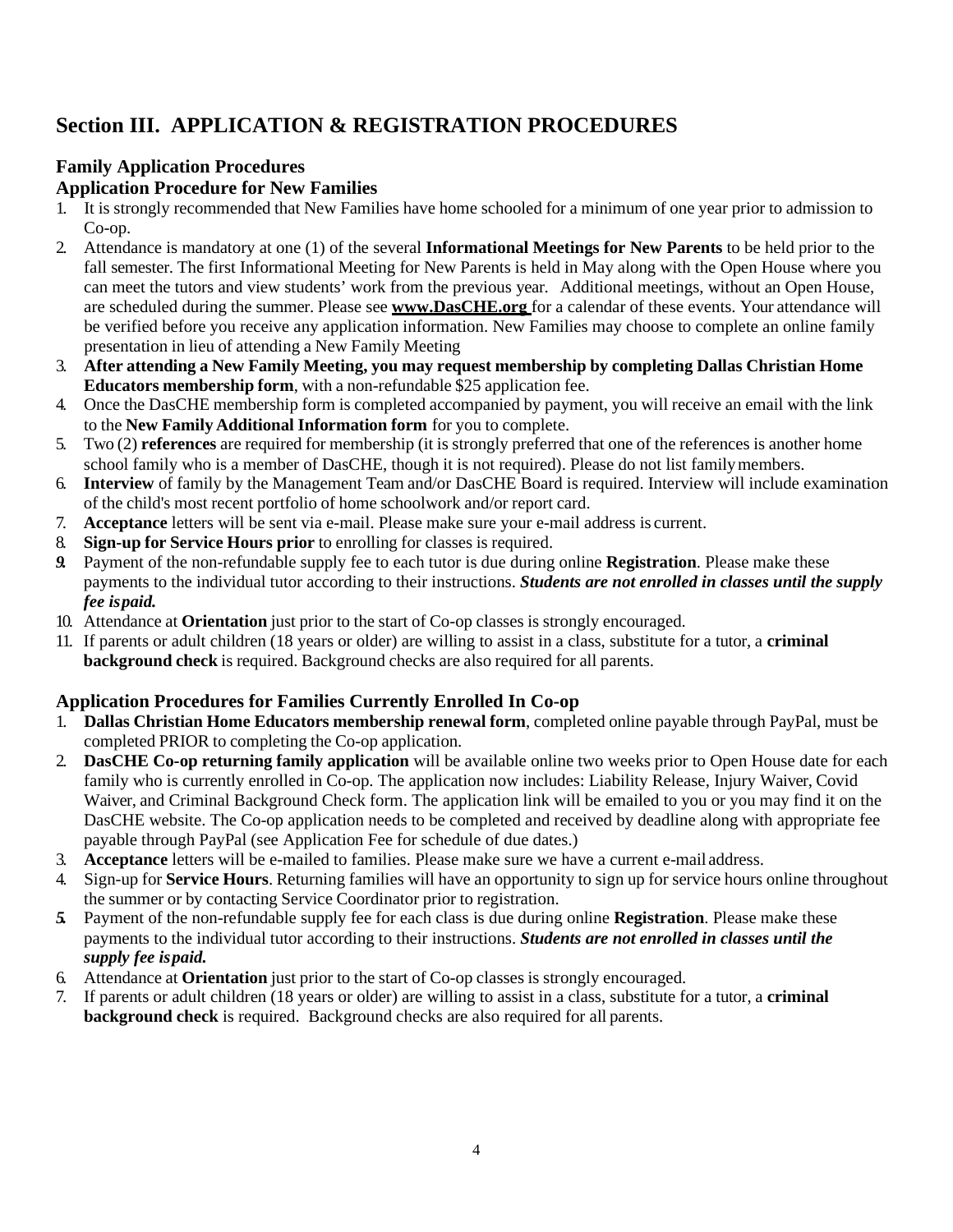## Section III. APPLICATION & REGISTRATION PROCEDURES

### Family Application Procedures

### Application Procedure for New Families

1. It is strongly recommended that New Families have home schooled for a minimum of one year prior to admission to Co-op.
2. Attendance is mandatory at one (1) of the several **Informational Meetings for New Parents** to be held prior to the fall semester. The first Informational Meeting for New Parents is held in May along with the Open House where you can meet the tutors and view students' work from the previous year. Additional meetings, without an Open House, are scheduled during the summer. Please see **www.DasCHE.org** for a calendar of these events. Your attendance will be verified before you receive any application information. New Families may choose to complete an online family presentation in lieu of attending a New Family Meeting
3. **After attending a New Family Meeting, you may request membership by completing Dallas Christian Home Educators membership form**, with a non-refundable $25 application fee.
4. Once the DasCHE membership form is completed accompanied by payment, you will receive an email with the link to the **New Family Additional Information form** for you to complete.
5. Two (2) **references** are required for membership (it is strongly preferred that one of the references is another home school family who is a member of DasCHE, though it is not required). Please do not list family members.
6. **Interview** of family by the Management Team and/or DasCHE Board is required. Interview will include examination of the child's most recent portfolio of home schoolwork and/or report card.
7. **Acceptance** letters will be sent via e-mail. Please make sure your e-mail address is current.
8. **Sign-up for Service Hours prior** to enrolling for classes is required.
9. Payment of the non-refundable supply fee to each tutor is due during online **Registration**. Please make these payments to the individual tutor according to their instructions. ***Students are not enrolled in classes until the supply fee is paid.***
10. Attendance at **Orientation** just prior to the start of Co-op classes is strongly encouraged.
11. If parents or adult children (18 years or older) are willing to assist in a class, substitute for a tutor, a **criminal background check** is required. Background checks are also required for all parents.

### Application Procedures for Families Currently Enrolled In Co-op

1. **Dallas Christian Home Educators membership renewal form**, completed online payable through PayPal, must be completed PRIOR to completing the Co-op application.
2. **DasCHE Co-op returning family application** will be available online two weeks prior to Open House date for each family who is currently enrolled in Co-op. The application now includes: Liability Release, Injury Waiver, Covid Waiver, and Criminal Background Check form. The application link will be emailed to you or you may find it on the DasCHE website. The Co-op application needs to be completed and received by deadline along with appropriate fee payable through PayPal (see Application Fee for schedule of due dates.)
3. **Acceptance** letters will be e-mailed to families. Please make sure we have a current e-mail address.
4. Sign-up for **Service Hours**. Returning families will have an opportunity to sign up for service hours online throughout the summer or by contacting Service Coordinator prior to registration.
5. Payment of the non-refundable supply fee for each class is due during online **Registration**. Please make these payments to the individual tutor according to their instructions. ***Students are not enrolled in classes until the supply fee is paid.***
6. Attendance at **Orientation** just prior to the start of Co-op classes is strongly encouraged.
7. If parents or adult children (18 years or older) are willing to assist in a class, substitute for a tutor, a **criminal background check** is required. Background checks are also required for all parents.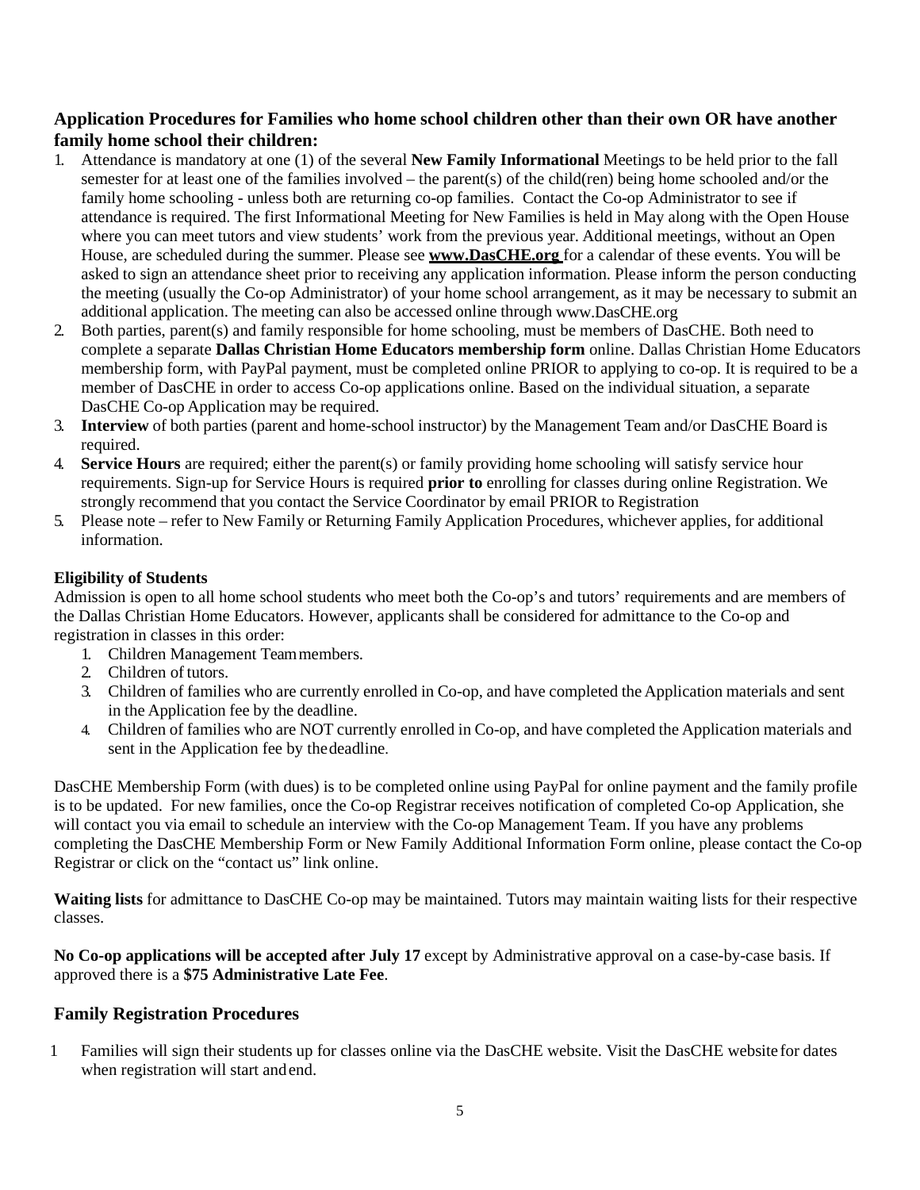## Application Procedures for Families who home school children other than their own OR have another family home school their children:

1. Attendance is mandatory at one (1) of the several **New Family Informational** Meetings to be held prior to the fall semester for at least one of the families involved – the parent(s) of the child(ren) being home schooled and/or the family home schooling - unless both are returning co-op families. Contact the Co-op Administrator to see if attendance is required. The first Informational Meeting for New Families is held in May along with the Open House where you can meet tutors and view students' work from the previous year. Additional meetings, without an Open House, are scheduled during the summer. Please see **www.DasCHE.org** for a calendar of these events. You will be asked to sign an attendance sheet prior to receiving any application information. Please inform the person conducting the meeting (usually the Co-op Administrator) of your home school arrangement, as it may be necessary to submit an additional application. The meeting can also be accessed online through www.DasCHE.org
2. Both parties, parent(s) and family responsible for home schooling, must be members of DasCHE. Both need to complete a separate **Dallas Christian Home Educators membership form** online. Dallas Christian Home Educators membership form, with PayPal payment, must be completed online PRIOR to applying to co-op. It is required to be a member of DasCHE in order to access Co-op applications online. Based on the individual situation, a separate DasCHE Co-op Application may be required.
3. **Interview** of both parties (parent and home-school instructor) by the Management Team and/or DasCHE Board is required.
4. **Service Hours** are required; either the parent(s) or family providing home schooling will satisfy service hour requirements. Sign-up for Service Hours is required **prior to** enrolling for classes during online Registration. We strongly recommend that you contact the Service Coordinator by email PRIOR to Registration
5. Please note – refer to New Family or Returning Family Application Procedures, whichever applies, for additional information.

### Eligibility of Students

Admission is open to all home school students who meet both the Co-op's and tutors' requirements and are members of the Dallas Christian Home Educators. However, applicants shall be considered for admittance to the Co-op and registration in classes in this order:

1. Children Management Team members.
2. Children of tutors.
3. Children of families who are currently enrolled in Co-op, and have completed the Application materials and sent in the Application fee by the deadline.
4. Children of families who are NOT currently enrolled in Co-op, and have completed the Application materials and sent in the Application fee by the deadline.

DasCHE Membership Form (with dues) is to be completed online using PayPal for online payment and the family profile is to be updated. For new families, once the Co-op Registrar receives notification of completed Co-op Application, she will contact you via email to schedule an interview with the Co-op Management Team. If you have any problems completing the DasCHE Membership Form or New Family Additional Information Form online, please contact the Co-op Registrar or click on the "contact us" link online.

**Waiting lists** for admittance to DasCHE Co-op may be maintained. Tutors may maintain waiting lists for their respective classes.

**No Co-op applications will be accepted after July 17** except by Administrative approval on a case-by-case basis. If approved there is a **$75 Administrative Late Fee**.

## Family Registration Procedures

1 Families will sign their students up for classes online via the DasCHE website. Visit the DasCHE website for dates when registration will start and end.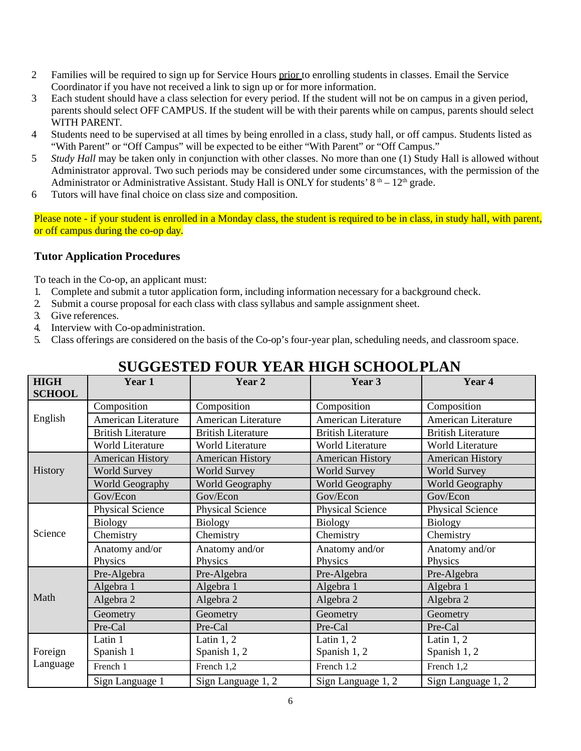2. Families will be required to sign up for Service Hours prior to enrolling students in classes. Email the Service Coordinator if you have not received a link to sign up or for more information.
3. Each student should have a class selection for every period. If the student will not be on campus in a given period, parents should select OFF CAMPUS. If the student will be with their parents while on campus, parents should select WITH PARENT.
4. Students need to be supervised at all times by being enrolled in a class, study hall, or off campus. Students listed as "With Parent" or "Off Campus" will be expected to be either "With Parent" or "Off Campus."
5. *Study Hall* may be taken only in conjunction with other classes. No more than one (1) Study Hall is allowed without Administrator approval. Two such periods may be considered under some circumstances, with the permission of the Administrator or Administrative Assistant. Study Hall is ONLY for students' 8th – 12th grade.
6. Tutors will have final choice on class size and composition.

Please note - if your student is enrolled in a Monday class, the student is required to be in class, in study hall, with parent, or off campus during the co-op day.

### Tutor Application Procedures

To teach in the Co-op, an applicant must:

1. Complete and submit a tutor application form, including information necessary for a background check.
2. Submit a course proposal for each class with class syllabus and sample assignment sheet.
3. Give references.
4. Interview with Co-op administration.
5. Class offerings are considered on the basis of the Co-op's four-year plan, scheduling needs, and classroom space.

## SUGGESTED FOUR YEAR HIGH SCHOOL PLAN

| HIGH SCHOOL | Year 1 | Year 2 | Year 3 | Year 4 |
|---|---|---|---|---|
| English | Composition | Composition | Composition | Composition |
| | American Literature | American Literature | American Literature | American Literature |
| | British Literature | British Literature | British Literature | British Literature |
| | World Literature | World Literature | World Literature | World Literature |
| History | American History | American History | American History | American History |
| | World Survey | World Survey | World Survey | World Survey |
| | World Geography | World Geography | World Geography | World Geography |
| | Gov/Econ | Gov/Econ | Gov/Econ | Gov/Econ |
| Science | Physical Science | Physical Science | Physical Science | Physical Science |
| | Biology | Biology | Biology | Biology |
| | Chemistry | Chemistry | Chemistry | Chemistry |
| | Anatomy and/or Physics | Anatomy and/or Physics | Anatomy and/or Physics | Anatomy and/or Physics |
| Math | Pre-Algebra | Pre-Algebra | Pre-Algebra | Pre-Algebra |
| | Algebra 1 | Algebra 1 | Algebra 1 | Algebra 1 |
| | Algebra 2 | Algebra 2 | Algebra 2 | Algebra 2 |
| | Geometry | Geometry | Geometry | Geometry |
| | Pre-Cal | Pre-Cal | Pre-Cal | Pre-Cal |
| Foreign Language | Latin 1<br>Spanish 1 | Latin 1, 2<br>Spanish 1, 2 | Latin 1, 2<br>Spanish 1, 2 | Latin 1, 2<br>Spanish 1, 2 |
| | French 1 | French 1,2 | French 1.2 | French 1,2 |
| | Sign Language 1 | Sign Language 1, 2 | Sign Language 1, 2 | Sign Language 1, 2 |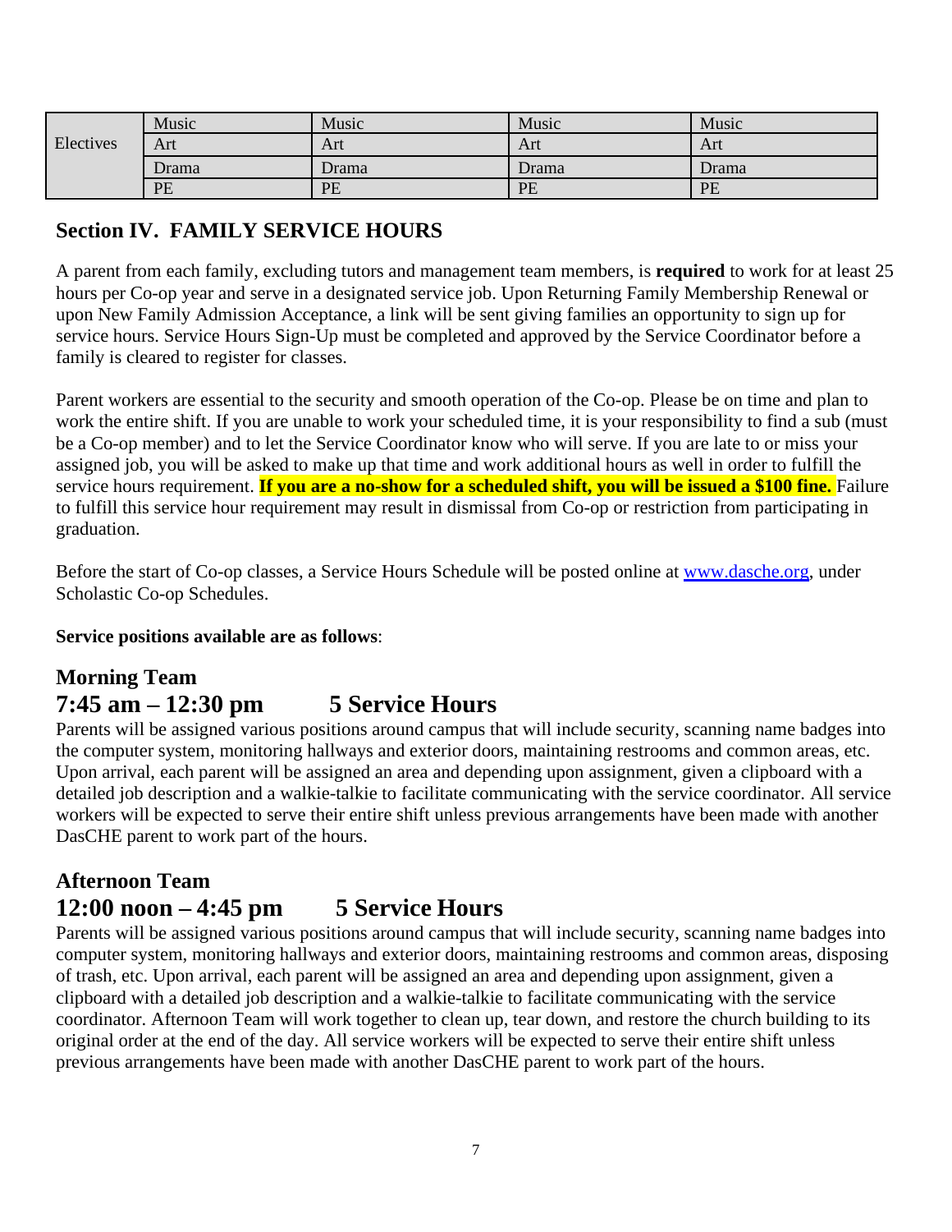| Electives | Music | Music | Music | Music |
|---|---|---|---|---|
| | Art | Art | Art | Art |
| | Drama | Drama | Drama | Drama |
| | PE | PE | PE | PE |

## Section IV. FAMILY SERVICE HOURS

A parent from each family, excluding tutors and management team members, is **required** to work for at least 25 hours per Co-op year and serve in a designated service job. Upon Returning Family Membership Renewal or upon New Family Admission Acceptance, a link will be sent giving families an opportunity to sign up for service hours. Service Hours Sign-Up must be completed and approved by the Service Coordinator before a family is cleared to register for classes.

Parent workers are essential to the security and smooth operation of the Co-op. Please be on time and plan to work the entire shift. If you are unable to work your scheduled time, it is your responsibility to find a sub (must be a Co-op member) and to let the Service Coordinator know who will serve. If you are late to or miss your assigned job, you will be asked to make up that time and work additional hours as well in order to fulfill the service hours requirement. **If you are a no-show for a scheduled shift, you will be issued a $100 fine.** Failure to fulfill this service hour requirement may result in dismissal from Co-op or restriction from participating in graduation.

Before the start of Co-op classes, a Service Hours Schedule will be posted online at www.dasche.org, under Scholastic Co-op Schedules.

**Service positions available are as follows**:

### Morning Team
### 7:45 am – 12:30 pm 5 Service Hours

Parents will be assigned various positions around campus that will include security, scanning name badges into the computer system, monitoring hallways and exterior doors, maintaining restrooms and common areas, etc. Upon arrival, each parent will be assigned an area and depending upon assignment, given a clipboard with a detailed job description and a walkie-talkie to facilitate communicating with the service coordinator. All service workers will be expected to serve their entire shift unless previous arrangements have been made with another DasCHE parent to work part of the hours.

### Afternoon Team
### 12:00 noon – 4:45 pm 5 Service Hours

Parents will be assigned various positions around campus that will include security, scanning name badges into computer system, monitoring hallways and exterior doors, maintaining restrooms and common areas, disposing of trash, etc. Upon arrival, each parent will be assigned an area and depending upon assignment, given a clipboard with a detailed job description and a walkie-talkie to facilitate communicating with the service coordinator. Afternoon Team will work together to clean up, tear down, and restore the church building to its original order at the end of the day. All service workers will be expected to serve their entire shift unless previous arrangements have been made with another DasCHE parent to work part of the hours.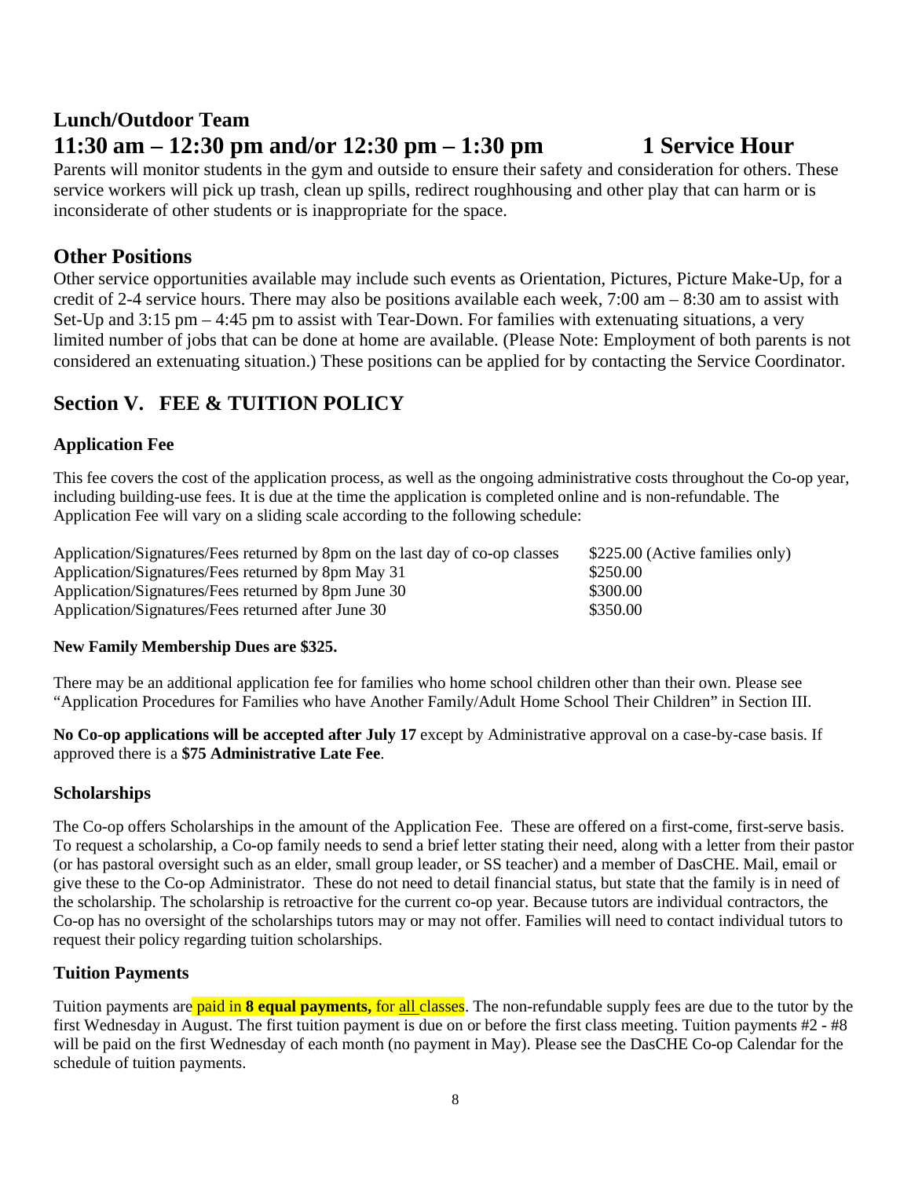## Lunch/Outdoor Team

## 11:30 am – 12:30 pm and/or 12:30 pm – 1:30 pm 1 Service Hour

Parents will monitor students in the gym and outside to ensure their safety and consideration for others. These service workers will pick up trash, clean up spills, redirect roughhousing and other play that can harm or is inconsiderate of other students or is inappropriate for the space.

## Other Positions

Other service opportunities available may include such events as Orientation, Pictures, Picture Make-Up, for a credit of 2-4 service hours. There may also be positions available each week, 7:00 am – 8:30 am to assist with Set-Up and 3:15 pm – 4:45 pm to assist with Tear-Down. For families with extenuating situations, a very limited number of jobs that can be done at home are available. (Please Note: Employment of both parents is not considered an extenuating situation.) These positions can be applied for by contacting the Service Coordinator.

## Section V. FEE & TUITION POLICY

### Application Fee

This fee covers the cost of the application process, as well as the ongoing administrative costs throughout the Co-op year, including building-use fees. It is due at the time the application is completed online and is non-refundable. The Application Fee will vary on a sliding scale according to the following schedule:

| | |
|---|---|
| Application/Signatures/Fees returned by 8pm on the last day of co-op classes | \$225.00 (Active families only) |
| Application/Signatures/Fees returned by 8pm May 31 | \$250.00 |
| Application/Signatures/Fees returned by 8pm June 30 | \$300.00 |
| Application/Signatures/Fees returned after June 30 | \$350.00 |

**New Family Membership Dues are \$325.**

There may be an additional application fee for families who home school children other than their own. Please see "Application Procedures for Families who have Another Family/Adult Home School Their Children" in Section III.

**No Co-op applications will be accepted after July 17** except by Administrative approval on a case-by-case basis. If approved there is a **\$75 Administrative Late Fee**.

### Scholarships

The Co-op offers Scholarships in the amount of the Application Fee. These are offered on a first-come, first-serve basis. To request a scholarship, a Co-op family needs to send a brief letter stating their need, along with a letter from their pastor (or has pastoral oversight such as an elder, small group leader, or SS teacher) and a member of DasCHE. Mail, email or give these to the Co-op Administrator. These do not need to detail financial status, but state that the family is in need of the scholarship. The scholarship is retroactive for the current co-op year. Because tutors are individual contractors, the Co-op has no oversight of the scholarships tutors may or may not offer. Families will need to contact individual tutors to request their policy regarding tuition scholarships.

### Tuition Payments

Tuition payments are paid in **8 equal payments,** for <u>all</u> classes. The non-refundable supply fees are due to the tutor by the first Wednesday in August. The first tuition payment is due on or before the first class meeting. Tuition payments #2 - #8 will be paid on the first Wednesday of each month (no payment in May). Please see the DasCHE Co-op Calendar for the schedule of tuition payments.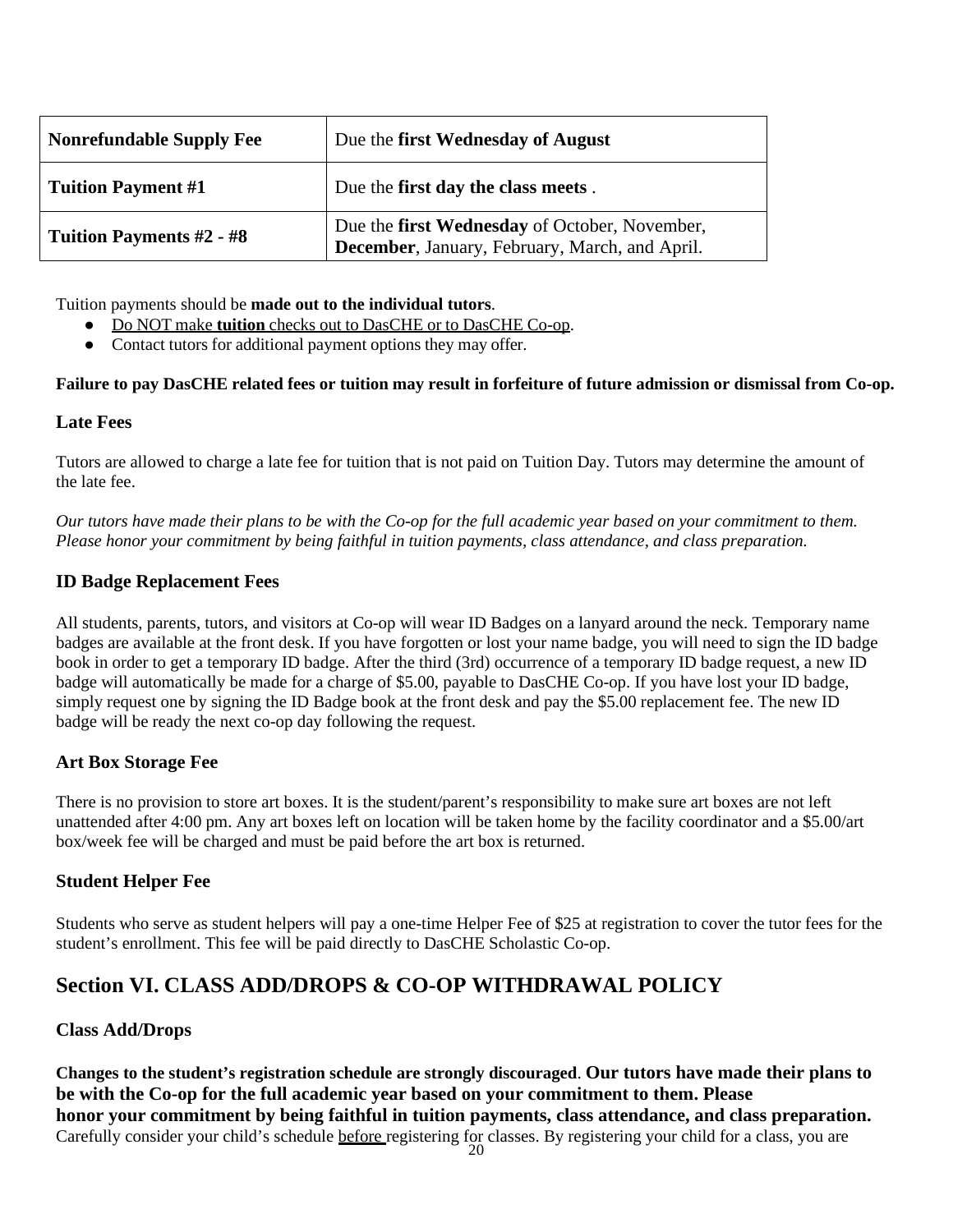| Nonrefundable Supply Fee | Due the **first Wednesday of August** |
|---|---|
| **Tuition Payment #1** | Due the **first day the class meets** . |
| **Tuition Payments #2 - #8** | Due the **first Wednesday** of October, November, **December**, January, February, March, and April. |

Tuition payments should be **made out to the individual tutors**.

- Do NOT make **tuition** checks out to DasCHE or to DasCHE Co-op.
- Contact tutors for additional payment options they may offer.

**Failure to pay DasCHE related fees or tuition may result in forfeiture of future admission or dismissal from Co-op.**

### Late Fees

Tutors are allowed to charge a late fee for tuition that is not paid on Tuition Day. Tutors may determine the amount of the late fee.

*Our tutors have made their plans to be with the Co-op for the full academic year based on your commitment to them. Please honor your commitment by being faithful in tuition payments, class attendance, and class preparation.*

### ID Badge Replacement Fees

All students, parents, tutors, and visitors at Co-op will wear ID Badges on a lanyard around the neck. Temporary name badges are available at the front desk. If you have forgotten or lost your name badge, you will need to sign the ID badge book in order to get a temporary ID badge. After the third (3rd) occurrence of a temporary ID badge request, a new ID badge will automatically be made for a charge of $5.00, payable to DasCHE Co-op. If you have lost your ID badge, simply request one by signing the ID Badge book at the front desk and pay the $5.00 replacement fee. The new ID badge will be ready the next co-op day following the request.

### Art Box Storage Fee

There is no provision to store art boxes. It is the student/parent's responsibility to make sure art boxes are not left unattended after 4:00 pm. Any art boxes left on location will be taken home by the facility coordinator and a $5.00/art box/week fee will be charged and must be paid before the art box is returned.

### Student Helper Fee

Students who serve as student helpers will pay a one-time Helper Fee of $25 at registration to cover the tutor fees for the student's enrollment. This fee will be paid directly to DasCHE Scholastic Co-op.

## Section VI. CLASS ADD/DROPS & CO-OP WITHDRAWAL POLICY

### Class Add/Drops

**Changes to the student's registration schedule are strongly discouraged**. **Our tutors have made their plans to be with the Co-op for the full academic year based on your commitment to them. Please honor your commitment by being faithful in tuition payments, class attendance, and class preparation.** Carefully consider your child's schedule before registering for classes. By registering your child for a class, you are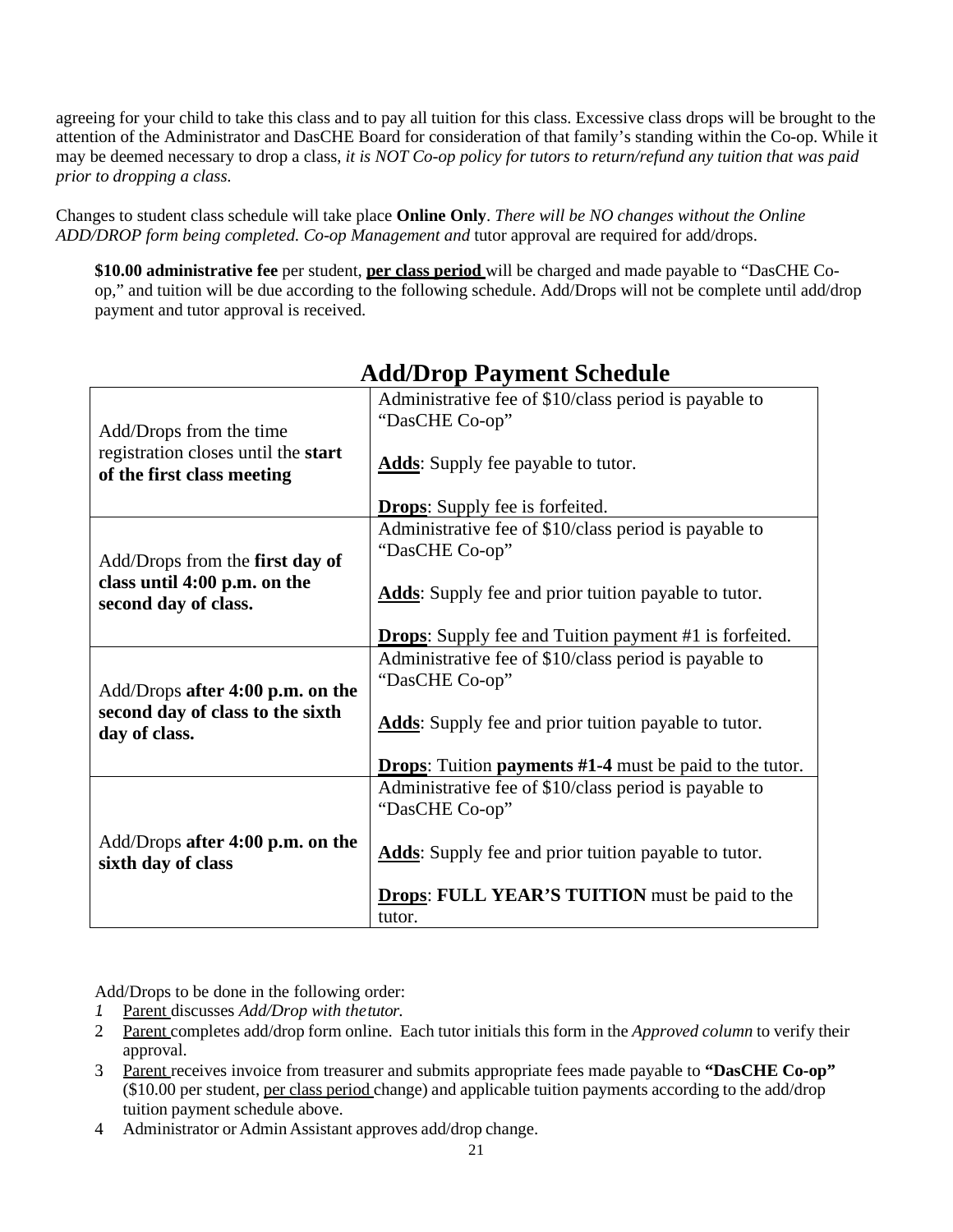agreeing for your child to take this class and to pay all tuition for this class. Excessive class drops will be brought to the attention of the Administrator and DasCHE Board for consideration of that family's standing within the Co-op. While it may be deemed necessary to drop a class, *it is NOT Co-op policy for tutors to return/refund any tuition that was paid prior to dropping a class.*

Changes to student class schedule will take place **Online Only**. *There will be NO changes without the Online ADD/DROP form being completed. Co-op Management and* tutor approval are required for add/drops.

**$10.00 administrative fee** per student, **<u>per class period</u>** will be charged and made payable to "DasCHE Co-op," and tuition will be due according to the following schedule. Add/Drops will not be complete until add/drop payment and tutor approval is received.

## Add/Drop Payment Schedule

| | |
|---|---|
| Add/Drops from the time registration closes until the **start of the first class meeting** | Administrative fee of $10/class period is payable to "DasCHE Co-op"<br><br>**<u>Adds</u>**: Supply fee payable to tutor.<br><br>**<u>Drops</u>**: Supply fee is forfeited. |
| Add/Drops from the **first day of class until 4:00 p.m. on the second day of class.** | Administrative fee of $10/class period is payable to "DasCHE Co-op"<br><br>**<u>Adds</u>**: Supply fee and prior tuition payable to tutor.<br><br>**<u>Drops</u>**: Supply fee and Tuition payment #1 is forfeited. |
| Add/Drops **after 4:00 p.m. on the second day of class to the sixth day of class.** | Administrative fee of $10/class period is payable to "DasCHE Co-op"<br><br>**<u>Adds</u>**: Supply fee and prior tuition payable to tutor.<br><br>**<u>Drops</u>**: Tuition **payments #1-4** must be paid to the tutor. |
| Add/Drops **after 4:00 p.m. on the sixth day of class** | Administrative fee of $10/class period is payable to "DasCHE Co-op"<br><br>**<u>Adds</u>**: Supply fee and prior tuition payable to tutor.<br><br>**<u>Drops</u>**: **FULL YEAR'S TUITION** must be paid to the tutor. |

Add/Drops to be done in the following order:

1. <u>Parent</u> discusses *Add/Drop with the tutor.*
2. <u>Parent</u> completes add/drop form online. Each tutor initials this form in the *Approved column* to verify their approval.
3. <u>Parent</u> receives invoice from treasurer and submits appropriate fees made payable to **"DasCHE Co-op"** ($10.00 per student, <u>per class period</u> change) and applicable tuition payments according to the add/drop tuition payment schedule above.
4. Administrator or Admin Assistant approves add/drop change.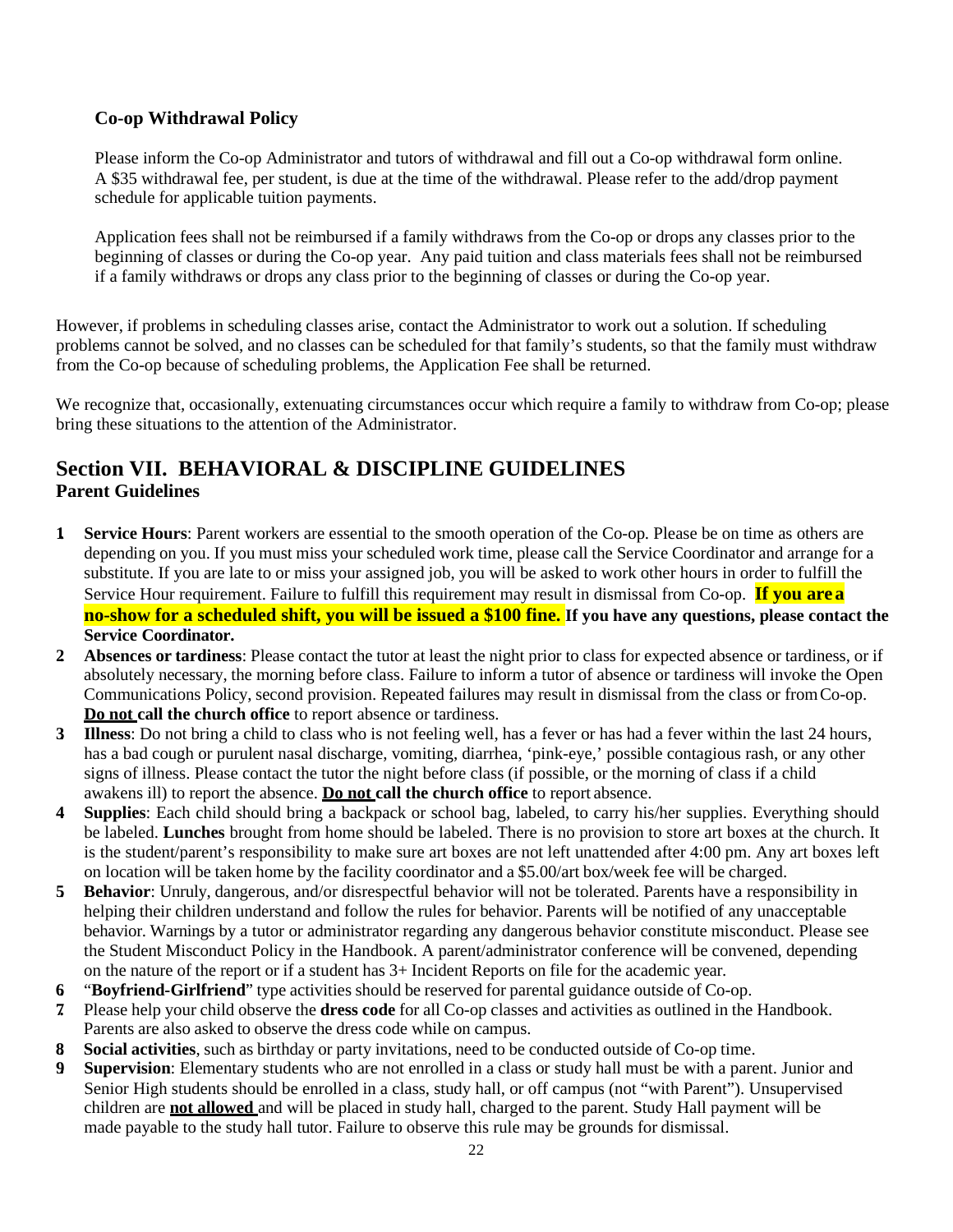### Co-op Withdrawal Policy

Please inform the Co-op Administrator and tutors of withdrawal and fill out a Co-op withdrawal form online. A $35 withdrawal fee, per student, is due at the time of the withdrawal. Please refer to the add/drop payment schedule for applicable tuition payments.

Application fees shall not be reimbursed if a family withdraws from the Co-op or drops any classes prior to the beginning of classes or during the Co-op year. Any paid tuition and class materials fees shall not be reimbursed if a family withdraws or drops any class prior to the beginning of classes or during the Co-op year.

However, if problems in scheduling classes arise, contact the Administrator to work out a solution. If scheduling problems cannot be solved, and no classes can be scheduled for that family's students, so that the family must withdraw from the Co-op because of scheduling problems, the Application Fee shall be returned.

We recognize that, occasionally, extenuating circumstances occur which require a family to withdraw from Co-op; please bring these situations to the attention of the Administrator.

## Section VII. BEHAVIORAL & DISCIPLINE GUIDELINES

### Parent Guidelines

1. **Service Hours**: Parent workers are essential to the smooth operation of the Co-op. Please be on time as others are depending on you. If you must miss your scheduled work time, please call the Service Coordinator and arrange for a substitute. If you are late to or miss your assigned job, you will be asked to work other hours in order to fulfill the Service Hour requirement. Failure to fulfill this requirement may result in dismissal from Co-op. **If you are a no-show for a scheduled shift, you will be issued a $100 fine. If you have any questions, please contact the Service Coordinator.**
2. **Absences or tardiness**: Please contact the tutor at least the night prior to class for expected absence or tardiness, or if absolutely necessary, the morning before class. Failure to inform a tutor of absence or tardiness will invoke the Open Communications Policy, second provision. Repeated failures may result in dismissal from the class or from Co-op. **Do not call the church office** to report absence or tardiness.
3. **Illness**: Do not bring a child to class who is not feeling well, has a fever or has had a fever within the last 24 hours, has a bad cough or purulent nasal discharge, vomiting, diarrhea, 'pink-eye,' possible contagious rash, or any other signs of illness. Please contact the tutor the night before class (if possible, or the morning of class if a child awakens ill) to report the absence. **Do not call the church office** to report absence.
4. **Supplies**: Each child should bring a backpack or school bag, labeled, to carry his/her supplies. Everything should be labeled. **Lunches** brought from home should be labeled. There is no provision to store art boxes at the church. It is the student/parent's responsibility to make sure art boxes are not left unattended after 4:00 pm. Any art boxes left on location will be taken home by the facility coordinator and a $5.00/art box/week fee will be charged.
5. **Behavior**: Unruly, dangerous, and/or disrespectful behavior will not be tolerated. Parents have a responsibility in helping their children understand and follow the rules for behavior. Parents will be notified of any unacceptable behavior. Warnings by a tutor or administrator regarding any dangerous behavior constitute misconduct. Please see the Student Misconduct Policy in the Handbook. A parent/administrator conference will be convened, depending on the nature of the report or if a student has 3+ Incident Reports on file for the academic year.
6. "**Boyfriend-Girlfriend**" type activities should be reserved for parental guidance outside of Co-op.
7. Please help your child observe the **dress code** for all Co-op classes and activities as outlined in the Handbook. Parents are also asked to observe the dress code while on campus.
8. **Social activities**, such as birthday or party invitations, need to be conducted outside of Co-op time.
9. **Supervision**: Elementary students who are not enrolled in a class or study hall must be with a parent. Junior and Senior High students should be enrolled in a class, study hall, or off campus (not "with Parent"). Unsupervised children are **not allowed** and will be placed in study hall, charged to the parent. Study Hall payment will be made payable to the study hall tutor. Failure to observe this rule may be grounds for dismissal.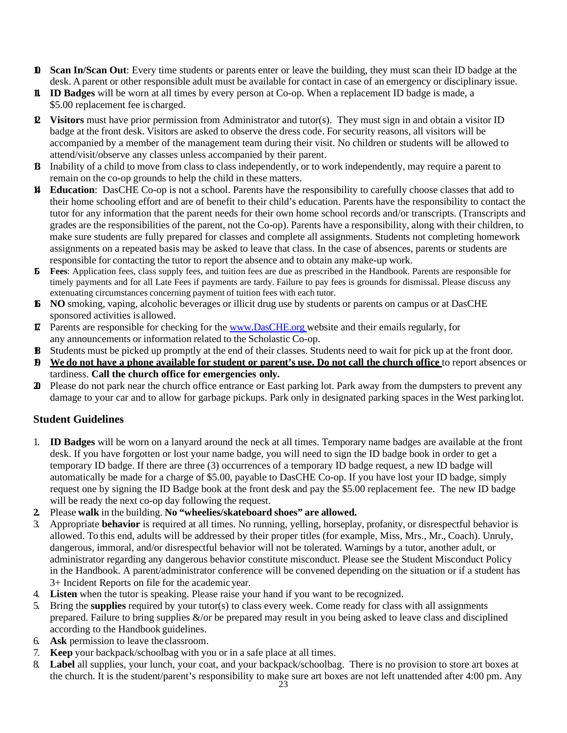10. **Scan In/Scan Out**: Every time students or parents enter or leave the building, they must scan their ID badge at the desk. A parent or other responsible adult must be available for contact in case of an emergency or disciplinary issue.
11. **ID Badges** will be worn at all times by every person at Co-op. When a replacement ID badge is made, a $5.00 replacement fee is charged.
12. **Visitors** must have prior permission from Administrator and tutor(s). They must sign in and obtain a visitor ID badge at the front desk. Visitors are asked to observe the dress code. For security reasons, all visitors will be accompanied by a member of the management team during their visit. No children or students will be allowed to attend/visit/observe any classes unless accompanied by their parent.
13. Inability of a child to move from class to class independently, or to work independently, may require a parent to remain on the co-op grounds to help the child in these matters.
14. **Education**: DasCHE Co-op is not a school. Parents have the responsibility to carefully choose classes that add to their home schooling effort and are of benefit to their child's education. Parents have the responsibility to contact the tutor for any information that the parent needs for their own home school records and/or transcripts. (Transcripts and grades are the responsibilities of the parent, not the Co-op). Parents have a responsibility, along with their children, to make sure students are fully prepared for classes and complete all assignments. Students not completing homework assignments on a repeated basis may be asked to leave that class. In the case of absences, parents or students are responsible for contacting the tutor to report the absence and to obtain any make-up work.
15. **Fees**: Application fees, class supply fees, and tuition fees are due as prescribed in the Handbook. Parents are responsible for timely payments and for all Late Fees if payments are tardy. Failure to pay fees is grounds for dismissal. Please discuss any extenuating circumstances concerning payment of tuition fees with each tutor.
16. **NO** smoking, vaping, alcoholic beverages or illicit drug use by students or parents on campus or at DasCHE sponsored activities is allowed.
17. Parents are responsible for checking for the [www.DasCHE.org](http://www.DasCHE.org) website and their emails regularly, for any announcements or information related to the Scholastic Co-op.
18. Students must be picked up promptly at the end of their classes. Students need to wait for pick up at the front door.
19. **We do not have a phone available for student or parent's use. Do not call the church office** to report absences or tardiness. **Call the church office for emergencies only.**
20. Please do not park near the church office entrance or East parking lot. Park away from the dumpsters to prevent any damage to your car and to allow for garbage pickups. Park only in designated parking spaces in the West parking lot.

### Student Guidelines

1. **ID Badges** will be worn on a lanyard around the neck at all times. Temporary name badges are available at the front desk. If you have forgotten or lost your name badge, you will need to sign the ID badge book in order to get a temporary ID badge. If there are three (3) occurrences of a temporary ID badge request, a new ID badge will automatically be made for a charge of $5.00, payable to DasCHE Co-op. If you have lost your ID badge, simply request one by signing the ID Badge book at the front desk and pay the $5.00 replacement fee. The new ID badge will be ready the next co-op day following the request.
2. Please **walk** in the building. **No "wheelies/skateboard shoes" are allowed.**
3. Appropriate **behavior** is required at all times. No running, yelling, horseplay, profanity, or disrespectful behavior is allowed. To this end, adults will be addressed by their proper titles (for example, Miss, Mrs., Mr., Coach). Unruly, dangerous, immoral, and/or disrespectful behavior will not be tolerated. Warnings by a tutor, another adult, or administrator regarding any dangerous behavior constitute misconduct. Please see the Student Misconduct Policy in the Handbook. A parent/administrator conference will be convened depending on the situation or if a student has 3+ Incident Reports on file for the academic year.
4. **Listen** when the tutor is speaking. Please raise your hand if you want to be recognized.
5. Bring the **supplies** required by your tutor(s) to class every week. Come ready for class with all assignments prepared. Failure to bring supplies &/or be prepared may result in you being asked to leave class and disciplined according to the Handbook guidelines.
6. **Ask** permission to leave the classroom.
7. **Keep** your backpack/schoolbag with you or in a safe place at all times.
8. **Label** all supplies, your lunch, your coat, and your backpack/schoolbag. There is no provision to store art boxes at the church. It is the student/parent's responsibility to make sure art boxes are not left unattended after 4:00 pm. Any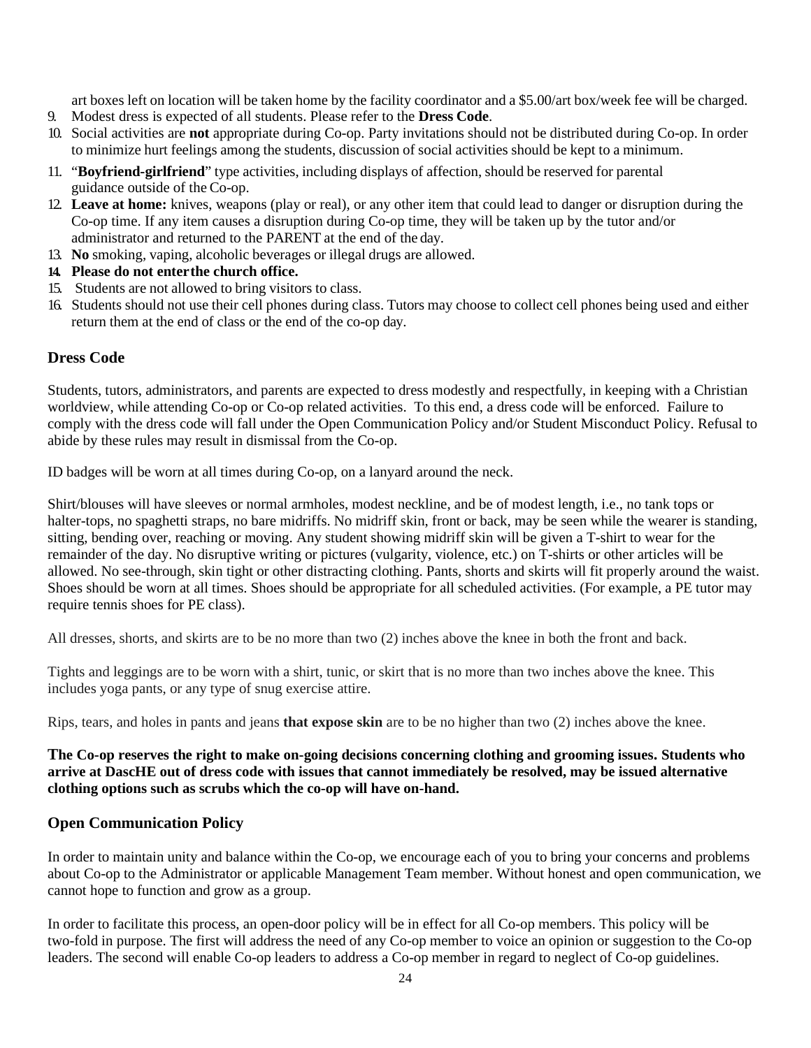art boxes left on location will be taken home by the facility coordinator and a $5.00/art box/week fee will be charged.

9. Modest dress is expected of all students. Please refer to the **Dress Code**.
10. Social activities are **not** appropriate during Co-op. Party invitations should not be distributed during Co-op. In order to minimize hurt feelings among the students, discussion of social activities should be kept to a minimum.
11. "**Boyfriend-girlfriend**" type activities, including displays of affection, should be reserved for parental guidance outside of the Co-op.
12. **Leave at home:** knives, weapons (play or real), or any other item that could lead to danger or disruption during the Co-op time. If any item causes a disruption during Co-op time, they will be taken up by the tutor and/or administrator and returned to the PARENT at the end of the day.
13. **No** smoking, vaping, alcoholic beverages or illegal drugs are allowed.
14. **Please do not enter the church office.**
15. Students are not allowed to bring visitors to class.
16. Students should not use their cell phones during class. Tutors may choose to collect cell phones being used and either return them at the end of class or the end of the co-op day.

## Dress Code

Students, tutors, administrators, and parents are expected to dress modestly and respectfully, in keeping with a Christian worldview, while attending Co-op or Co-op related activities. To this end, a dress code will be enforced. Failure to comply with the dress code will fall under the Open Communication Policy and/or Student Misconduct Policy. Refusal to abide by these rules may result in dismissal from the Co-op.

ID badges will be worn at all times during Co-op, on a lanyard around the neck.

Shirt/blouses will have sleeves or normal armholes, modest neckline, and be of modest length, i.e., no tank tops or halter-tops, no spaghetti straps, no bare midriffs. No midriff skin, front or back, may be seen while the wearer is standing, sitting, bending over, reaching or moving. Any student showing midriff skin will be given a T-shirt to wear for the remainder of the day. No disruptive writing or pictures (vulgarity, violence, etc.) on T-shirts or other articles will be allowed. No see-through, skin tight or other distracting clothing. Pants, shorts and skirts will fit properly around the waist. Shoes should be worn at all times. Shoes should be appropriate for all scheduled activities. (For example, a PE tutor may require tennis shoes for PE class).

All dresses, shorts, and skirts are to be no more than two (2) inches above the knee in both the front and back.

Tights and leggings are to be worn with a shirt, tunic, or skirt that is no more than two inches above the knee. This includes yoga pants, or any type of snug exercise attire.

Rips, tears, and holes in pants and jeans **that expose skin** are to be no higher than two (2) inches above the knee.

**The Co-op reserves the right to make on-going decisions concerning clothing and grooming issues. Students who arrive at DascHE out of dress code with issues that cannot immediately be resolved, may be issued alternative clothing options such as scrubs which the co-op will have on-hand.**

## Open Communication Policy

In order to maintain unity and balance within the Co-op, we encourage each of you to bring your concerns and problems about Co-op to the Administrator or applicable Management Team member. Without honest and open communication, we cannot hope to function and grow as a group.

In order to facilitate this process, an open-door policy will be in effect for all Co-op members. This policy will be two-fold in purpose. The first will address the need of any Co-op member to voice an opinion or suggestion to the Co-op leaders. The second will enable Co-op leaders to address a Co-op member in regard to neglect of Co-op guidelines.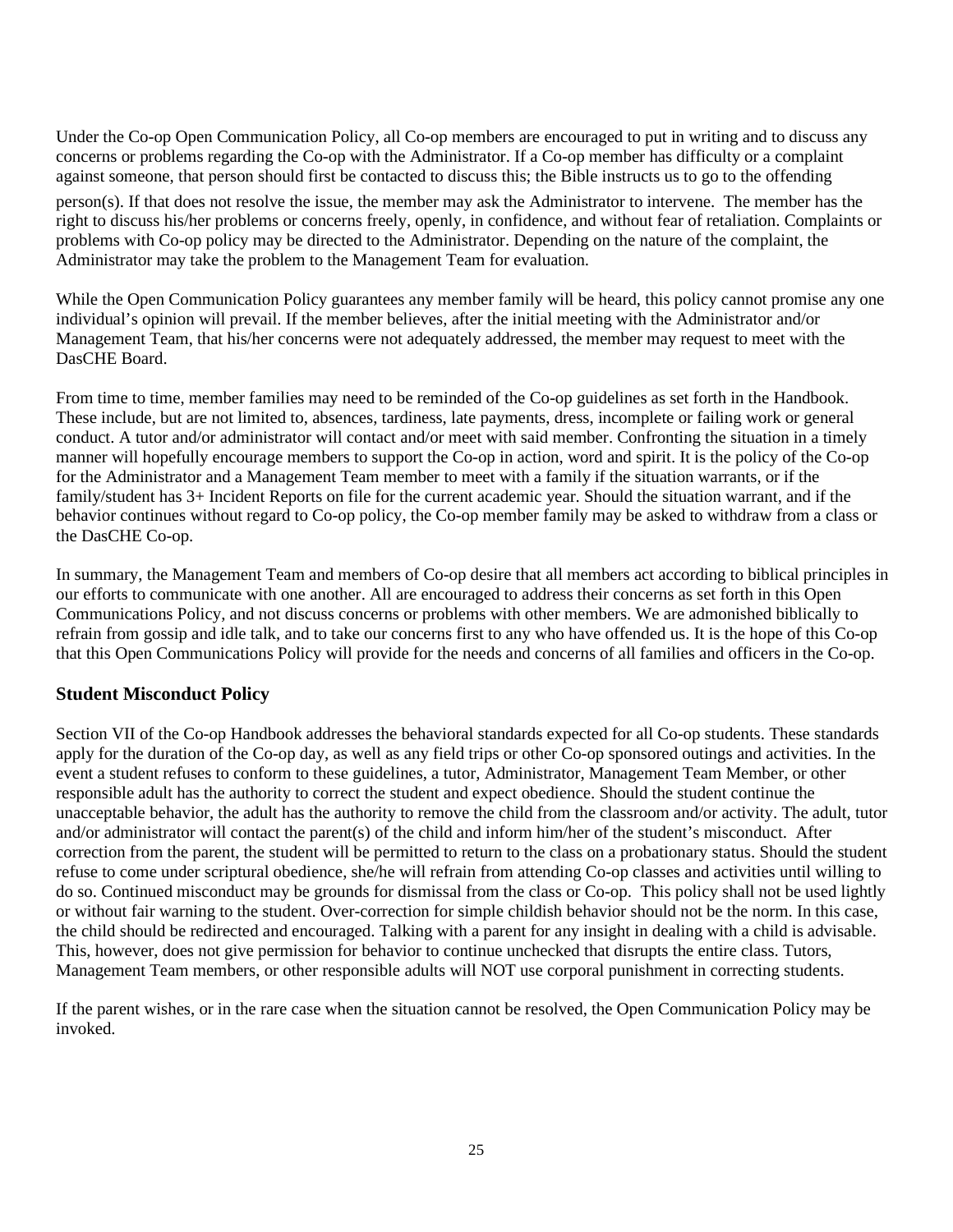Under the Co-op Open Communication Policy, all Co-op members are encouraged to put in writing and to discuss any concerns or problems regarding the Co-op with the Administrator. If a Co-op member has difficulty or a complaint against someone, that person should first be contacted to discuss this; the Bible instructs us to go to the offending person(s). If that does not resolve the issue, the member may ask the Administrator to intervene. The member has the right to discuss his/her problems or concerns freely, openly, in confidence, and without fear of retaliation. Complaints or problems with Co-op policy may be directed to the Administrator. Depending on the nature of the complaint, the Administrator may take the problem to the Management Team for evaluation.

While the Open Communication Policy guarantees any member family will be heard, this policy cannot promise any one individual's opinion will prevail. If the member believes, after the initial meeting with the Administrator and/or Management Team, that his/her concerns were not adequately addressed, the member may request to meet with the DasCHE Board.

From time to time, member families may need to be reminded of the Co-op guidelines as set forth in the Handbook. These include, but are not limited to, absences, tardiness, late payments, dress, incomplete or failing work or general conduct. A tutor and/or administrator will contact and/or meet with said member. Confronting the situation in a timely manner will hopefully encourage members to support the Co-op in action, word and spirit. It is the policy of the Co-op for the Administrator and a Management Team member to meet with a family if the situation warrants, or if the family/student has 3+ Incident Reports on file for the current academic year. Should the situation warrant, and if the behavior continues without regard to Co-op policy, the Co-op member family may be asked to withdraw from a class or the DasCHE Co-op.

In summary, the Management Team and members of Co-op desire that all members act according to biblical principles in our efforts to communicate with one another. All are encouraged to address their concerns as set forth in this Open Communications Policy, and not discuss concerns or problems with other members. We are admonished biblically to refrain from gossip and idle talk, and to take our concerns first to any who have offended us. It is the hope of this Co-op that this Open Communications Policy will provide for the needs and concerns of all families and officers in the Co-op.

### Student Misconduct Policy

Section VII of the Co-op Handbook addresses the behavioral standards expected for all Co-op students. These standards apply for the duration of the Co-op day, as well as any field trips or other Co-op sponsored outings and activities. In the event a student refuses to conform to these guidelines, a tutor, Administrator, Management Team Member, or other responsible adult has the authority to correct the student and expect obedience. Should the student continue the unacceptable behavior, the adult has the authority to remove the child from the classroom and/or activity. The adult, tutor and/or administrator will contact the parent(s) of the child and inform him/her of the student's misconduct. After correction from the parent, the student will be permitted to return to the class on a probationary status. Should the student refuse to come under scriptural obedience, she/he will refrain from attending Co-op classes and activities until willing to do so. Continued misconduct may be grounds for dismissal from the class or Co-op. This policy shall not be used lightly or without fair warning to the student. Over-correction for simple childish behavior should not be the norm. In this case, the child should be redirected and encouraged. Talking with a parent for any insight in dealing with a child is advisable. This, however, does not give permission for behavior to continue unchecked that disrupts the entire class. Tutors, Management Team members, or other responsible adults will NOT use corporal punishment in correcting students.

If the parent wishes, or in the rare case when the situation cannot be resolved, the Open Communication Policy may be invoked.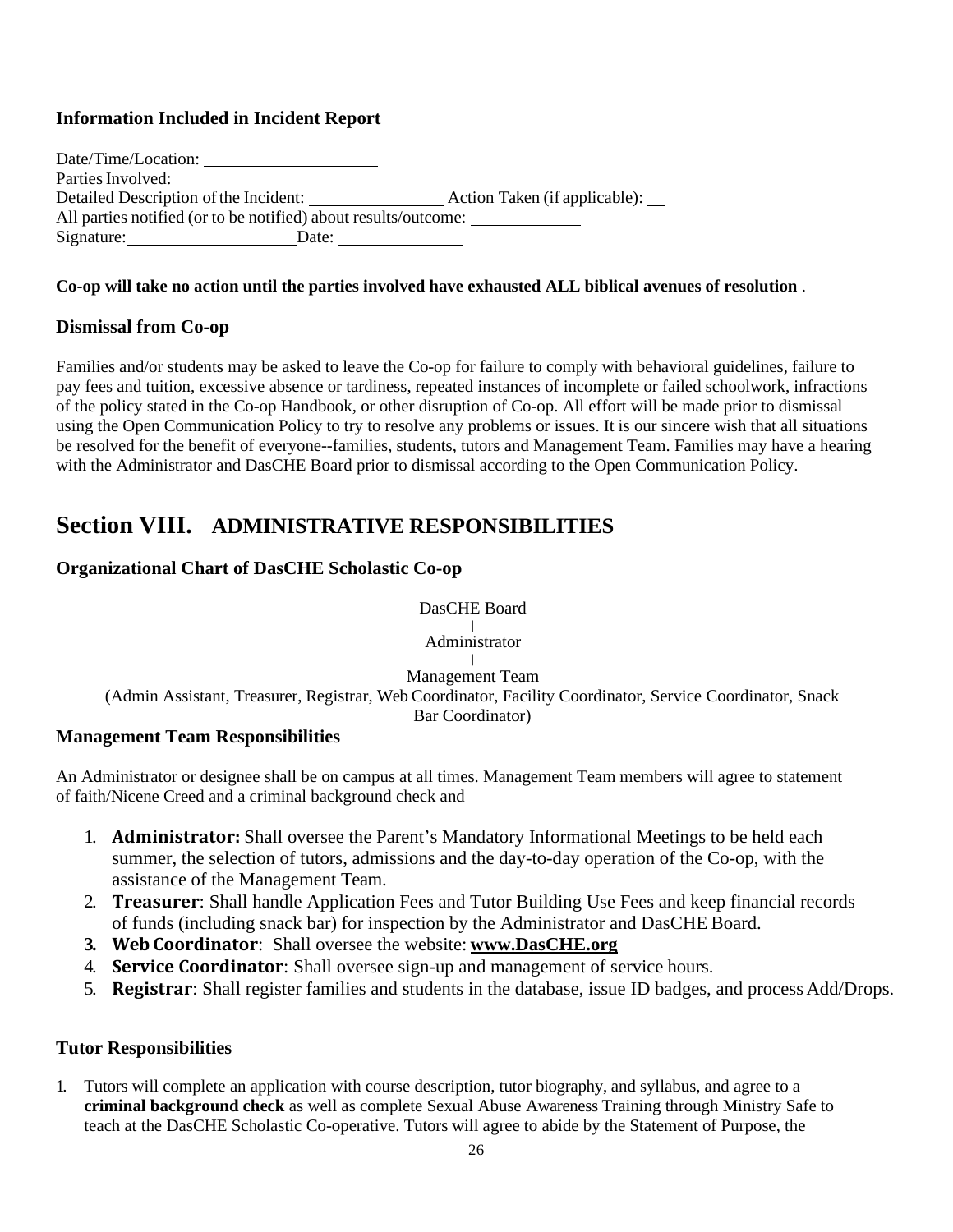### Information Included in Incident Report

Date/Time/Location: \_\_\_\_\_\_\_\_\_\_\_\_\_\_\_\_\_\_\_\_

Parties Involved: \_\_\_\_\_\_\_\_\_\_\_\_\_\_\_\_\_\_\_\_

Detailed Description of the Incident: \_\_\_\_\_\_\_\_\_\_\_\_\_\_\_\_ Action Taken (if applicable): \_\_

All parties notified (or to be notified) about results/outcome: \_\_\_\_\_\_\_\_\_\_\_\_

Signature: \_\_\_\_\_\_\_\_\_\_\_\_\_\_\_\_\_\_\_\_ Date: \_\_\_\_\_\_\_\_\_\_\_\_\_\_

**Co-op will take no action until the parties involved have exhausted ALL biblical avenues of resolution** .

### Dismissal from Co-op

Families and/or students may be asked to leave the Co-op for failure to comply with behavioral guidelines, failure to pay fees and tuition, excessive absence or tardiness, repeated instances of incomplete or failed schoolwork, infractions of the policy stated in the Co-op Handbook, or other disruption of Co-op. All effort will be made prior to dismissal using the Open Communication Policy to try to resolve any problems or issues. It is our sincere wish that all situations be resolved for the benefit of everyone--families, students, tutors and Management Team. Families may have a hearing with the Administrator and DasCHE Board prior to dismissal according to the Open Communication Policy.

## Section VIII. ADMINISTRATIVE RESPONSIBILITIES

### Organizational Chart of DasCHE Scholastic Co-op

DasCHE Board
|
Administrator
|
Management Team
(Admin Assistant, Treasurer, Registrar, Web Coordinator, Facility Coordinator, Service Coordinator, Snack Bar Coordinator)

### Management Team Responsibilities

An Administrator or designee shall be on campus at all times. Management Team members will agree to statement of faith/Nicene Creed and a criminal background check and

1. **Administrator:** Shall oversee the Parent's Mandatory Informational Meetings to be held each summer, the selection of tutors, admissions and the day-to-day operation of the Co-op, with the assistance of the Management Team.
2. **Treasurer**: Shall handle Application Fees and Tutor Building Use Fees and keep financial records of funds (including snack bar) for inspection by the Administrator and DasCHE Board.
3. **Web Coordinator**: Shall oversee the website: **www.DasCHE.org**
4. **Service Coordinator**: Shall oversee sign-up and management of service hours.
5. **Registrar**: Shall register families and students in the database, issue ID badges, and process Add/Drops.

### Tutor Responsibilities

1. Tutors will complete an application with course description, tutor biography, and syllabus, and agree to a **criminal background check** as well as complete Sexual Abuse Awareness Training through Ministry Safe to teach at the DasCHE Scholastic Co-operative. Tutors will agree to abide by the Statement of Purpose, the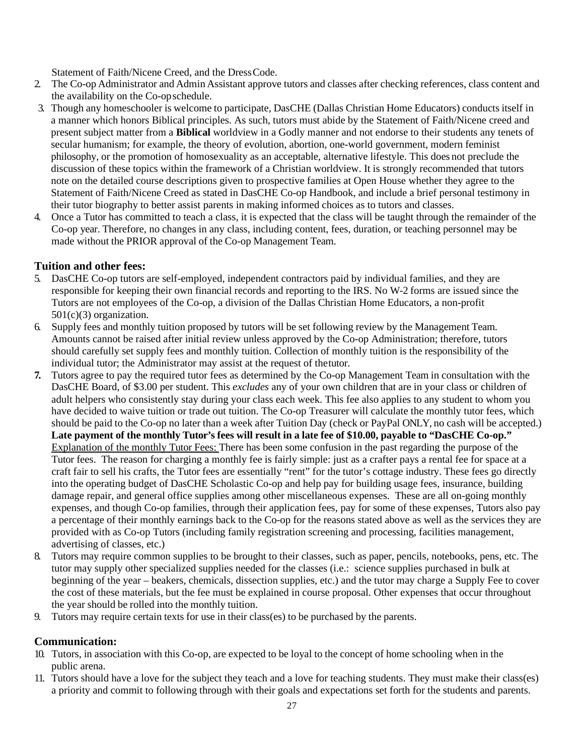Statement of Faith/Nicene Creed, and the Dress Code.

2. The Co-op Administrator and Admin Assistant approve tutors and classes after checking references, class content and the availability on the Co-op schedule.
3. Though any homeschooler is welcome to participate, DasCHE (Dallas Christian Home Educators) conducts itself in a manner which honors Biblical principles. As such, tutors must abide by the Statement of Faith/Nicene creed and present subject matter from a **Biblical** worldview in a Godly manner and not endorse to their students any tenets of secular humanism; for example, the theory of evolution, abortion, one-world government, modern feminist philosophy, or the promotion of homosexuality as an acceptable, alternative lifestyle. This does not preclude the discussion of these topics within the framework of a Christian worldview. It is strongly recommended that tutors note on the detailed course descriptions given to prospective families at Open House whether they agree to the Statement of Faith/Nicene Creed as stated in DasCHE Co-op Handbook, and include a brief personal testimony in their tutor biography to better assist parents in making informed choices as to tutors and classes.
4. Once a Tutor has committed to teach a class, it is expected that the class will be taught through the remainder of the Co-op year. Therefore, no changes in any class, including content, fees, duration, or teaching personnel may be made without the PRIOR approval of the Co-op Management Team.

## Tuition and other fees:

5. DasCHE Co-op tutors are self-employed, independent contractors paid by individual families, and they are responsible for keeping their own financial records and reporting to the IRS. No W-2 forms are issued since the Tutors are not employees of the Co-op, a division of the Dallas Christian Home Educators, a non-profit 501(c)(3) organization.
6. Supply fees and monthly tuition proposed by tutors will be set following review by the Management Team. Amounts cannot be raised after initial review unless approved by the Co-op Administration; therefore, tutors should carefully set supply fees and monthly tuition. Collection of monthly tuition is the responsibility of the individual tutor; the Administrator may assist at the request of the tutor.
7. Tutors agree to pay the required tutor fees as determined by the Co-op Management Team in consultation with the DasCHE Board, of $3.00 per student. This *excludes* any of your own children that are in your class or children of adult helpers who consistently stay during your class each week. This fee also applies to any student to whom you have decided to waive tuition or trade out tuition. The Co-op Treasurer will calculate the monthly tutor fees, which should be paid to the Co-op no later than a week after Tuition Day (check or PayPal ONLY, no cash will be accepted.) **Late payment of the monthly Tutor's fees will result in a late fee of $10.00, payable to "DasCHE Co-op."** Explanation of the monthly Tutor Fees: There has been some confusion in the past regarding the purpose of the Tutor fees. The reason for charging a monthly fee is fairly simple: just as a crafter pays a rental fee for space at a craft fair to sell his crafts, the Tutor fees are essentially "rent" for the tutor's cottage industry. These fees go directly into the operating budget of DasCHE Scholastic Co-op and help pay for building usage fees, insurance, building damage repair, and general office supplies among other miscellaneous expenses. These are all on-going monthly expenses, and though Co-op families, through their application fees, pay for some of these expenses, Tutors also pay a percentage of their monthly earnings back to the Co-op for the reasons stated above as well as the services they are provided with as Co-op Tutors (including family registration screening and processing, facilities management, advertising of classes, etc.)
8. Tutors may require common supplies to be brought to their classes, such as paper, pencils, notebooks, pens, etc. The tutor may supply other specialized supplies needed for the classes (i.e.: science supplies purchased in bulk at beginning of the year – beakers, chemicals, dissection supplies, etc.) and the tutor may charge a Supply Fee to cover the cost of these materials, but the fee must be explained in course proposal. Other expenses that occur throughout the year should be rolled into the monthly tuition.
9. Tutors may require certain texts for use in their class(es) to be purchased by the parents.

## Communication:

10. Tutors, in association with this Co-op, are expected to be loyal to the concept of home schooling when in the public arena.
11. Tutors should have a love for the subject they teach and a love for teaching students. They must make their class(es) a priority and commit to following through with their goals and expectations set forth for the students and parents.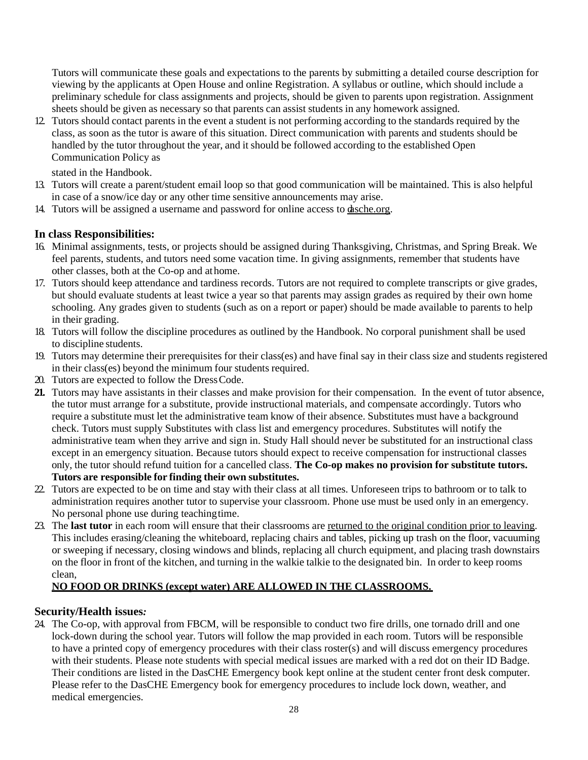Tutors will communicate these goals and expectations to the parents by submitting a detailed course description for viewing by the applicants at Open House and online Registration. A syllabus or outline, which should include a preliminary schedule for class assignments and projects, should be given to parents upon registration. Assignment sheets should be given as necessary so that parents can assist students in any homework assigned.

12. Tutors should contact parents in the event a student is not performing according to the standards required by the class, as soon as the tutor is aware of this situation. Direct communication with parents and students should be handled by the tutor throughout the year, and it should be followed according to the established Open Communication Policy as stated in the Handbook.
13. Tutors will create a parent/student email loop so that good communication will be maintained. This is also helpful in case of a snow/ice day or any other time sensitive announcements may arise.
14. Tutors will be assigned a username and password for online access to dasche.org.

### In class Responsibilities:

16. Minimal assignments, tests, or projects should be assigned during Thanksgiving, Christmas, and Spring Break. We feel parents, students, and tutors need some vacation time. In giving assignments, remember that students have other classes, both at the Co-op and at home.
17. Tutors should keep attendance and tardiness records. Tutors are not required to complete transcripts or give grades, but should evaluate students at least twice a year so that parents may assign grades as required by their own home schooling. Any grades given to students (such as on a report or paper) should be made available to parents to help in their grading.
18. Tutors will follow the discipline procedures as outlined by the Handbook. No corporal punishment shall be used to discipline students.
19. Tutors may determine their prerequisites for their class(es) and have final say in their class size and students registered in their class(es) beyond the minimum four students required.
20. Tutors are expected to follow the Dress Code.
21. Tutors may have assistants in their classes and make provision for their compensation. In the event of tutor absence, the tutor must arrange for a substitute, provide instructional materials, and compensate accordingly. Tutors who require a substitute must let the administrative team know of their absence. Substitutes must have a background check. Tutors must supply Substitutes with class list and emergency procedures. Substitutes will notify the administrative team when they arrive and sign in. Study Hall should never be substituted for an instructional class except in an emergency situation. Because tutors should expect to receive compensation for instructional classes only, the tutor should refund tuition for a cancelled class. **The Co-op makes no provision for substitute tutors. Tutors are responsible for finding their own substitutes.**
22. Tutors are expected to be on time and stay with their class at all times. Unforeseen trips to bathroom or to talk to administration requires another tutor to supervise your classroom. Phone use must be used only in an emergency. No personal phone use during teaching time.
23. The **last tutor** in each room will ensure that their classrooms are returned to the original condition prior to leaving. This includes erasing/cleaning the whiteboard, replacing chairs and tables, picking up trash on the floor, vacuuming or sweeping if necessary, closing windows and blinds, replacing all church equipment, and placing trash downstairs on the floor in front of the kitchen, and turning in the walkie talkie to the designated bin. In order to keep rooms clean,
**NO FOOD OR DRINKS (except water) ARE ALLOWED IN THE CLASSROOMS.**

### Security/Health issues*:*

24. The Co-op, with approval from FBCM, will be responsible to conduct two fire drills, one tornado drill and one lock-down during the school year. Tutors will follow the map provided in each room. Tutors will be responsible to have a printed copy of emergency procedures with their class roster(s) and will discuss emergency procedures with their students. Please note students with special medical issues are marked with a red dot on their ID Badge. Their conditions are listed in the DasCHE Emergency book kept online at the student center front desk computer. Please refer to the DasCHE Emergency book for emergency procedures to include lock down, weather, and medical emergencies.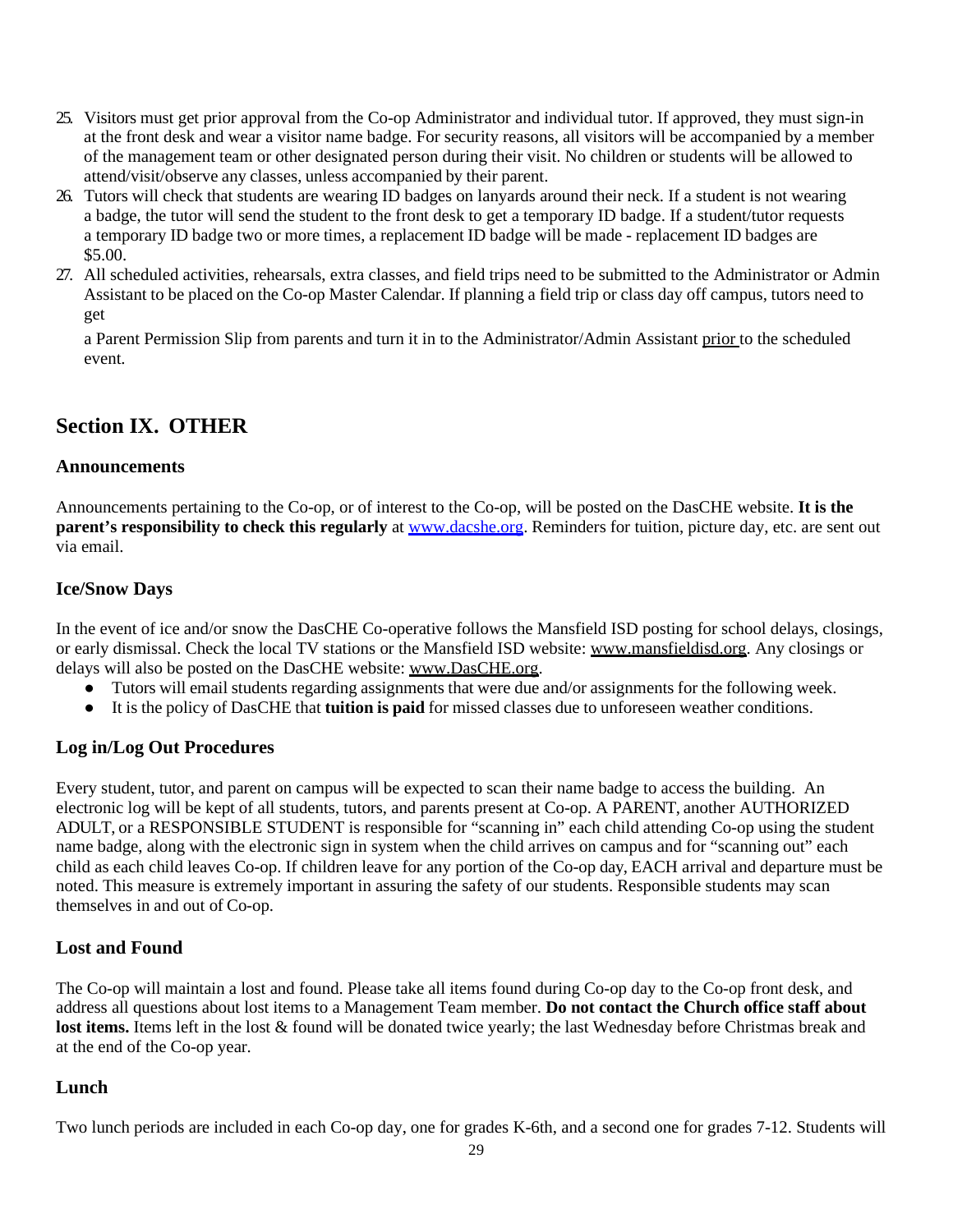25. Visitors must get prior approval from the Co-op Administrator and individual tutor. If approved, they must sign-in at the front desk and wear a visitor name badge. For security reasons, all visitors will be accompanied by a member of the management team or other designated person during their visit. No children or students will be allowed to attend/visit/observe any classes, unless accompanied by their parent.
26. Tutors will check that students are wearing ID badges on lanyards around their neck. If a student is not wearing a badge, the tutor will send the student to the front desk to get a temporary ID badge. If a student/tutor requests a temporary ID badge two or more times, a replacement ID badge will be made - replacement ID badges are $5.00.
27. All scheduled activities, rehearsals, extra classes, and field trips need to be submitted to the Administrator or Admin Assistant to be placed on the Co-op Master Calendar. If planning a field trip or class day off campus, tutors need to get

    a Parent Permission Slip from parents and turn it in to the Administrator/Admin Assistant prior to the scheduled event.

## Section IX. OTHER

### Announcements

Announcements pertaining to the Co-op, or of interest to the Co-op, will be posted on the DasCHE website. **It is the parent's responsibility to check this regularly** at www.dacshe.org. Reminders for tuition, picture day, etc. are sent out via email.

### Ice/Snow Days

In the event of ice and/or snow the DasCHE Co-operative follows the Mansfield ISD posting for school delays, closings, or early dismissal. Check the local TV stations or the Mansfield ISD website: www.mansfieldisd.org. Any closings or delays will also be posted on the DasCHE website: www.DasCHE.org.

- Tutors will email students regarding assignments that were due and/or assignments for the following week.
- It is the policy of DasCHE that **tuition is paid** for missed classes due to unforeseen weather conditions.

### Log in/Log Out Procedures

Every student, tutor, and parent on campus will be expected to scan their name badge to access the building. An electronic log will be kept of all students, tutors, and parents present at Co-op. A PARENT, another AUTHORIZED ADULT, or a RESPONSIBLE STUDENT is responsible for "scanning in" each child attending Co-op using the student name badge, along with the electronic sign in system when the child arrives on campus and for "scanning out" each child as each child leaves Co-op. If children leave for any portion of the Co-op day, EACH arrival and departure must be noted. This measure is extremely important in assuring the safety of our students. Responsible students may scan themselves in and out of Co-op.

### Lost and Found

The Co-op will maintain a lost and found. Please take all items found during Co-op day to the Co-op front desk, and address all questions about lost items to a Management Team member. **Do not contact the Church office staff about lost items.** Items left in the lost & found will be donated twice yearly; the last Wednesday before Christmas break and at the end of the Co-op year.

### Lunch

Two lunch periods are included in each Co-op day, one for grades K-6th, and a second one for grades 7-12. Students will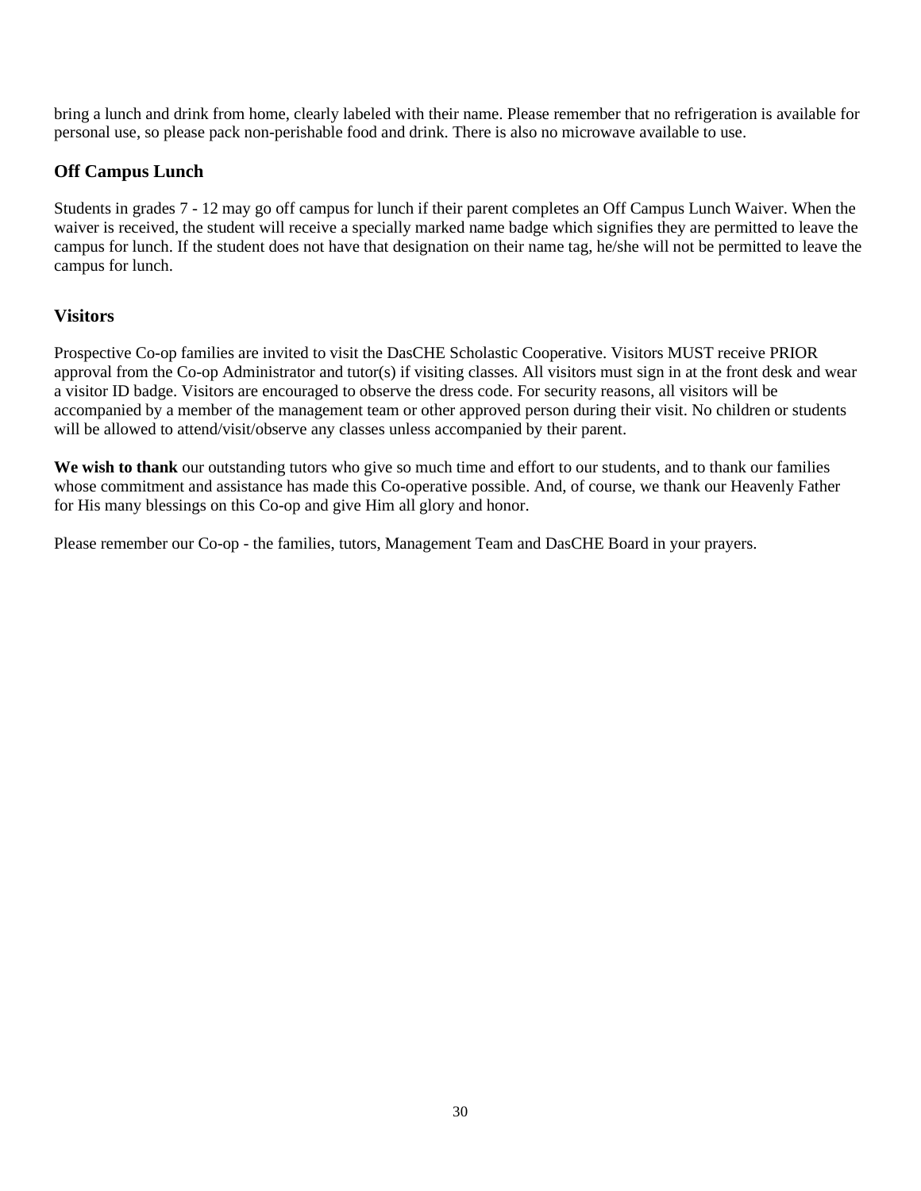bring a lunch and drink from home, clearly labeled with their name. Please remember that no refrigeration is available for personal use, so please pack non-perishable food and drink. There is also no microwave available to use.

### Off Campus Lunch

Students in grades 7 - 12 may go off campus for lunch if their parent completes an Off Campus Lunch Waiver. When the waiver is received, the student will receive a specially marked name badge which signifies they are permitted to leave the campus for lunch. If the student does not have that designation on their name tag, he/she will not be permitted to leave the campus for lunch.

### Visitors

Prospective Co-op families are invited to visit the DasCHE Scholastic Cooperative. Visitors MUST receive PRIOR approval from the Co-op Administrator and tutor(s) if visiting classes. All visitors must sign in at the front desk and wear a visitor ID badge. Visitors are encouraged to observe the dress code. For security reasons, all visitors will be accompanied by a member of the management team or other approved person during their visit. No children or students will be allowed to attend/visit/observe any classes unless accompanied by their parent.

**We wish to thank** our outstanding tutors who give so much time and effort to our students, and to thank our families whose commitment and assistance has made this Co-operative possible. And, of course, we thank our Heavenly Father for His many blessings on this Co-op and give Him all glory and honor.

Please remember our Co-op - the families, tutors, Management Team and DasCHE Board in your prayers.